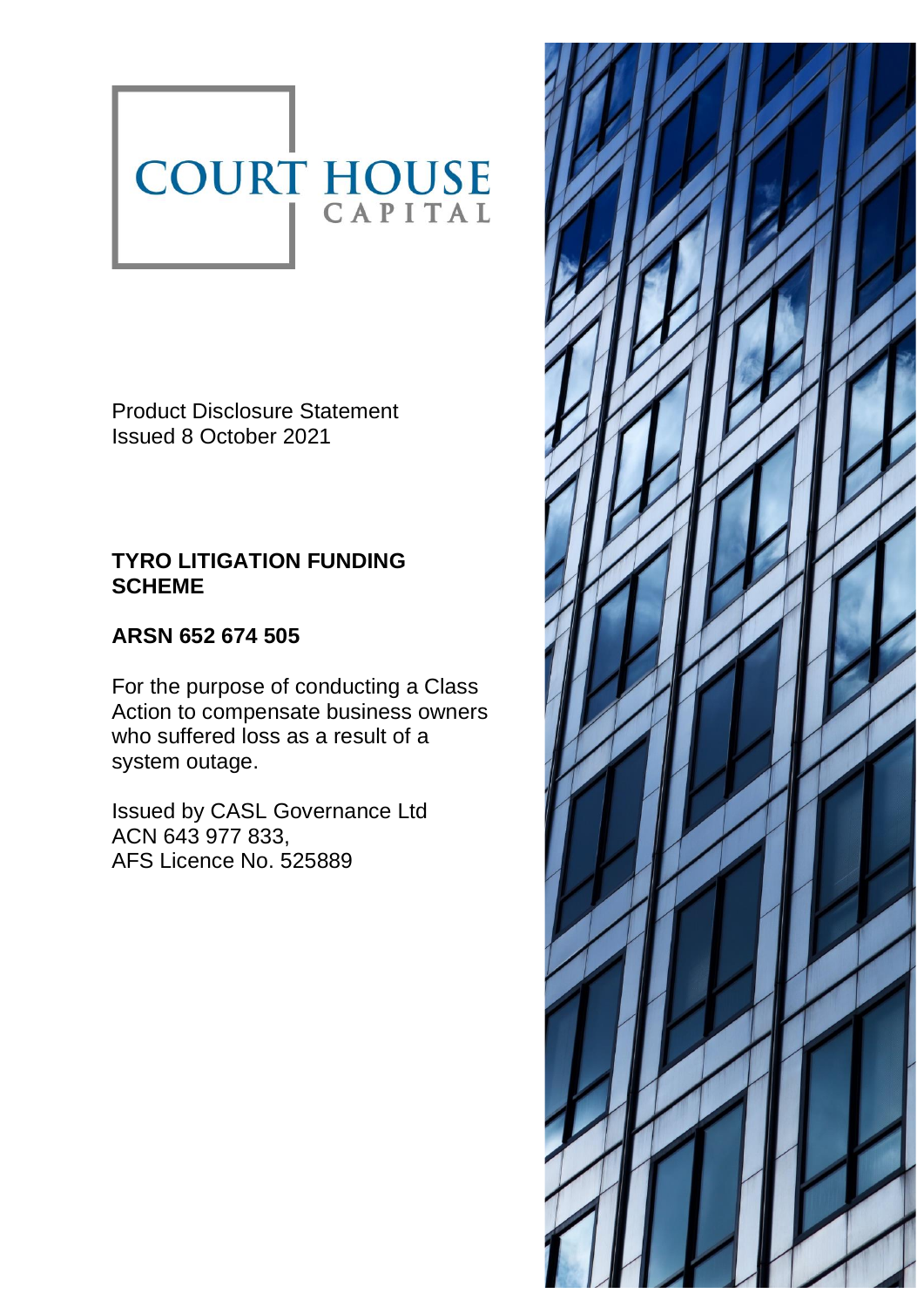COURT HOUSE
CAPITAL

Product Disclosure Statement
Issued 8 October 2021

# TYRO LITIGATION FUNDING SCHEME

## ARSN 652 674 505

For the purpose of conducting a Class Action to compensate business owners who suffered loss as a result of a system outage.

Issued by CASL Governance Ltd
ACN 643 977 833,
AFS Licence No. 525889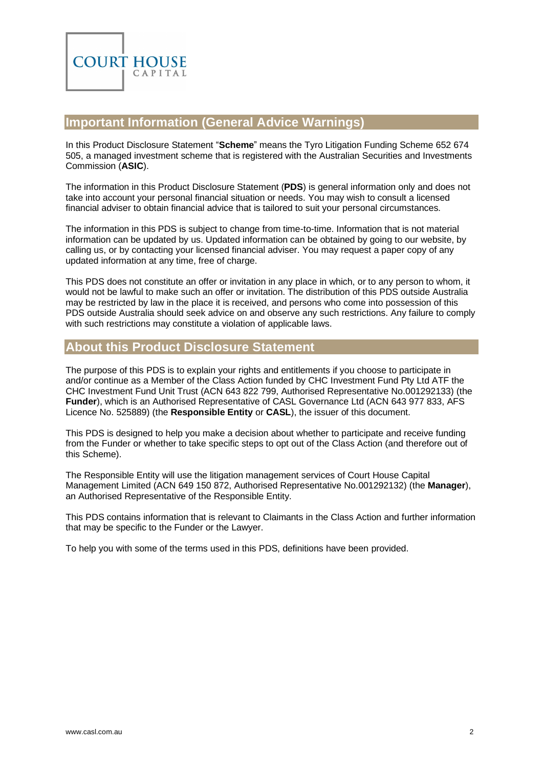## Important Information (General Advice Warnings)

In this Product Disclosure Statement "**Scheme**" means the Tyro Litigation Funding Scheme 652 674 505, a managed investment scheme that is registered with the Australian Securities and Investments Commission (**ASIC**).

The information in this Product Disclosure Statement (**PDS**) is general information only and does not take into account your personal financial situation or needs. You may wish to consult a licensed financial adviser to obtain financial advice that is tailored to suit your personal circumstances.

The information in this PDS is subject to change from time-to-time. Information that is not material information can be updated by us. Updated information can be obtained by going to our website, by calling us, or by contacting your licensed financial adviser. You may request a paper copy of any updated information at any time, free of charge.

This PDS does not constitute an offer or invitation in any place in which, or to any person to whom, it would not be lawful to make such an offer or invitation. The distribution of this PDS outside Australia may be restricted by law in the place it is received, and persons who come into possession of this PDS outside Australia should seek advice on and observe any such restrictions. Any failure to comply with such restrictions may constitute a violation of applicable laws.

## About this Product Disclosure Statement

The purpose of this PDS is to explain your rights and entitlements if you choose to participate in and/or continue as a Member of the Class Action funded by CHC Investment Fund Pty Ltd ATF the CHC Investment Fund Unit Trust (ACN 643 822 799, Authorised Representative No.001292133) (the **Funder**), which is an Authorised Representative of CASL Governance Ltd (ACN 643 977 833, AFS Licence No. 525889) (the **Responsible Entity** or **CASL**), the issuer of this document.

This PDS is designed to help you make a decision about whether to participate and receive funding from the Funder or whether to take specific steps to opt out of the Class Action (and therefore out of this Scheme).

The Responsible Entity will use the litigation management services of Court House Capital Management Limited (ACN 649 150 872, Authorised Representative No.001292132) (the **Manager**), an Authorised Representative of the Responsible Entity.

This PDS contains information that is relevant to Claimants in the Class Action and further information that may be specific to the Funder or the Lawyer.

To help you with some of the terms used in this PDS, definitions have been provided.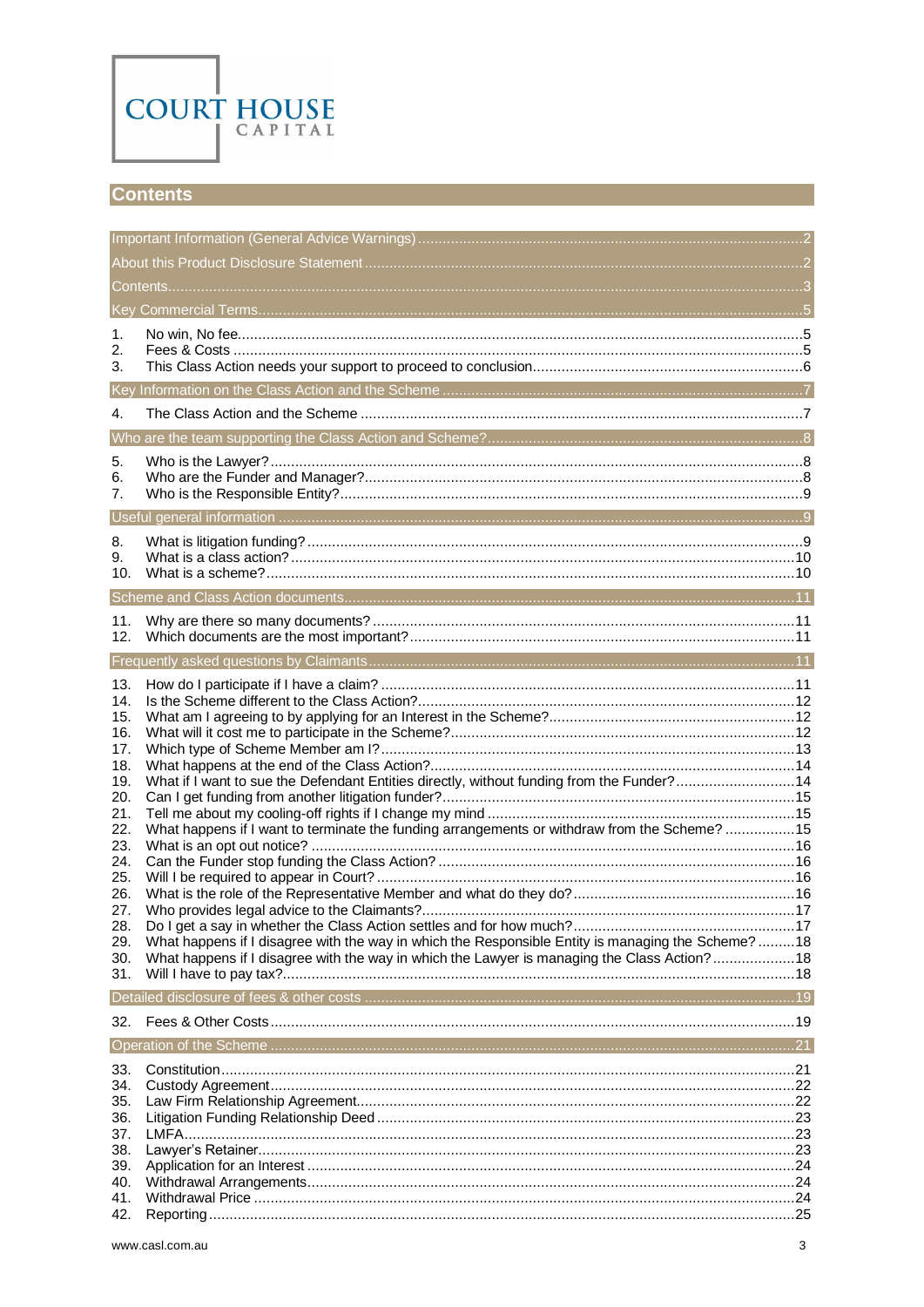COURT HOUSE CAPITAL

## Contents

Important Information (General Advice Warnings) ..... 2

About this Product Disclosure Statement ..... 2

Contents ..... 3

Key Commercial Terms ..... 5

1. No win, No fee ..... 5
2. Fees & Costs ..... 5
3. This Class Action needs your support to proceed to conclusion ..... 6

Key Information on the Class Action and the Scheme ..... 7

4. The Class Action and the Scheme ..... 7

Who are the team supporting the Class Action and Scheme? ..... 8

5. Who is the Lawyer? ..... 8
6. Who are the Funder and Manager? ..... 8
7. Who is the Responsible Entity? ..... 9

Useful general information ..... 9

8. What is litigation funding? ..... 9
9. What is a class action? ..... 10
10. What is a scheme? ..... 10

Scheme and Class Action documents ..... 11

11. Why are there so many documents? ..... 11
12. Which documents are the most important? ..... 11

Frequently asked questions by Claimants ..... 11

13. How do I participate if I have a claim? ..... 11
14. Is the Scheme different to the Class Action? ..... 12
15. What am I agreeing to by applying for an Interest in the Scheme? ..... 12
16. What will it cost me to participate in the Scheme? ..... 12
17. Which type of Scheme Member am I? ..... 13
18. What happens at the end of the Class Action? ..... 14
19. What if I want to sue the Defendant Entities directly, without funding from the Funder? ..... 14
20. Can I get funding from another litigation funder? ..... 15
21. Tell me about my cooling-off rights if I change my mind ..... 15
22. What happens if I want to terminate the funding arrangements or withdraw from the Scheme? ..... 15
23. What is an opt out notice? ..... 16
24. Can the Funder stop funding the Class Action? ..... 16
25. Will I be required to appear in Court? ..... 16
26. What is the role of the Representative Member and what do they do? ..... 16
27. Who provides legal advice to the Claimants? ..... 17
28. Do I get a say in whether the Class Action settles and for how much? ..... 17
29. What happens if I disagree with the way in which the Responsible Entity is managing the Scheme? ..... 18
30. What happens if I disagree with the way in which the Lawyer is managing the Class Action? ..... 18
31. Will I have to pay tax? ..... 18

Detailed disclosure of fees & other costs ..... 19

32. Fees & Other Costs ..... 19

Operation of the Scheme ..... 21

33. Constitution ..... 21
34. Custody Agreement ..... 22
35. Law Firm Relationship Agreement ..... 22
36. Litigation Funding Relationship Deed ..... 23
37. LMFA ..... 23
38. Lawyer's Retainer ..... 23
39. Application for an Interest ..... 24
40. Withdrawal Arrangements ..... 24
41. Withdrawal Price ..... 24
42. Reporting ..... 25

www.casl.com.au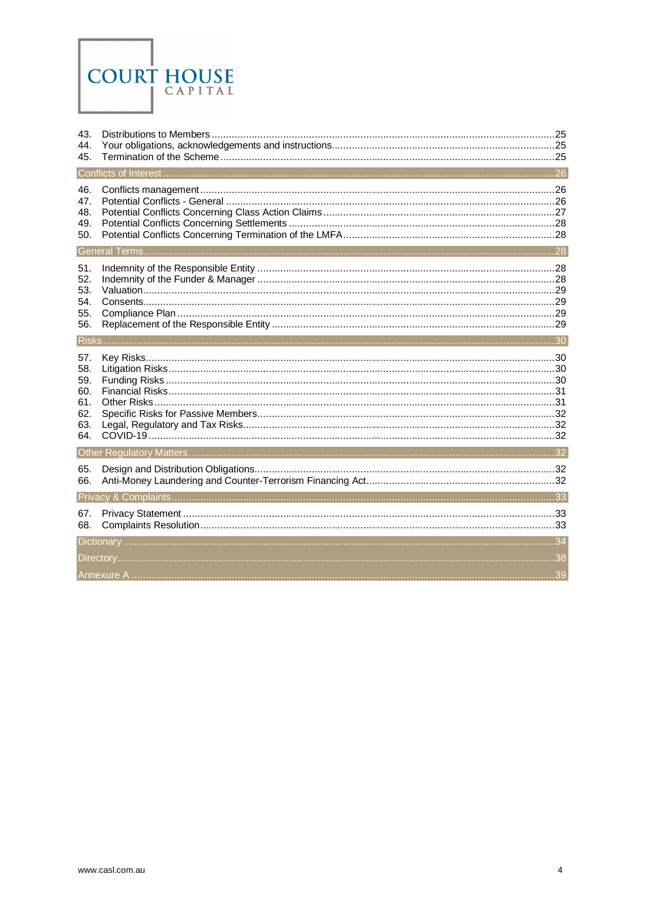43. Distributions to Members ........................................................................................................................ 25
44. Your obligations, acknowledgements and instructions ............................................................................ 25
45. Termination of the Scheme ..................................................................................................................... 25

**Conflicts of Interest ........................................................................................................................................ 26**

46. Conflicts management ............................................................................................................................ 26
47. Potential Conflicts - General ................................................................................................................... 26
48. Potential Conflicts Concerning Class Action Claims ............................................................................... 27
49. Potential Conflicts Concerning Settlements ............................................................................................ 28
50. Potential Conflicts Concerning Termination of the LMFA ........................................................................ 28

**General Terms .............................................................................................................................................. 28**

51. Indemnity of the Responsible Entity ....................................................................................................... 28
52. Indemnity of the Funder & Manager ....................................................................................................... 28
53. Valuation ................................................................................................................................................ 29
54. Consents ................................................................................................................................................ 29
55. Compliance Plan .................................................................................................................................... 29
56. Replacement of the Responsible Entity .................................................................................................. 29

**Risks ............................................................................................................................................................. 30**

57. Key Risks ............................................................................................................................................... 30
58. Litigation Risks ....................................................................................................................................... 30
59. Funding Risks ......................................................................................................................................... 30
60. Financial Risks ....................................................................................................................................... 31
61. Other Risks ............................................................................................................................................ 31
62. Specific Risks for Passive Members ....................................................................................................... 32
63. Legal, Regulatory and Tax Risks ............................................................................................................ 32
64. COVID-19 ............................................................................................................................................... 32

**Other Regulatory Matters ............................................................................................................................... 32**

65. Design and Distribution Obligations ........................................................................................................ 32
66. Anti-Money Laundering and Counter-Terrorism Financing Act ................................................................. 32

**Privacy & Complaints .................................................................................................................................... 33**

67. Privacy Statement .................................................................................................................................. 33
68. Complaints Resolution ............................................................................................................................ 33

**Dictionary ...................................................................................................................................................... 34**

**Directory ........................................................................................................................................................ 38**

**Annexure A .................................................................................................................................................... 39**

www.casl.com.au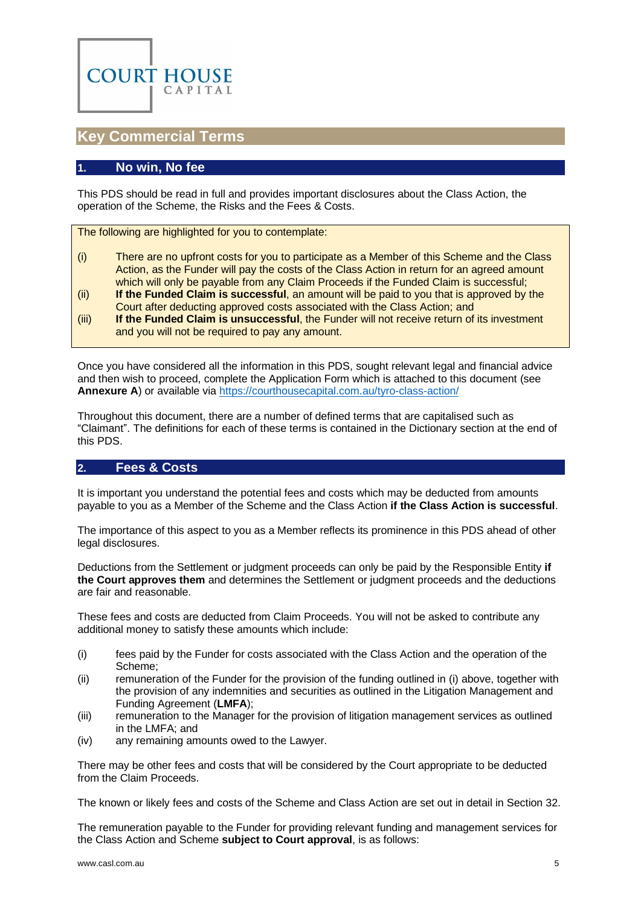COURT HOUSE CAPITAL

# Key Commercial Terms

## 1. No win, No fee

This PDS should be read in full and provides important disclosures about the Class Action, the operation of the Scheme, the Risks and the Fees & Costs.

The following are highlighted for you to contemplate:

(i) There are no upfront costs for you to participate as a Member of this Scheme and the Class Action, as the Funder will pay the costs of the Class Action in return for an agreed amount which will only be payable from any Claim Proceeds if the Funded Claim is successful;

(ii) **If the Funded Claim is successful**, an amount will be paid to you that is approved by the Court after deducting approved costs associated with the Class Action; and

(iii) **If the Funded Claim is unsuccessful**, the Funder will not receive return of its investment and you will not be required to pay any amount.

Once you have considered all the information in this PDS, sought relevant legal and financial advice and then wish to proceed, complete the Application Form which is attached to this document (see **Annexure A**) or available via https://courthousecapital.com.au/tyro-class-action/

Throughout this document, there are a number of defined terms that are capitalised such as "Claimant". The definitions for each of these terms is contained in the Dictionary section at the end of this PDS.

## 2. Fees & Costs

It is important you understand the potential fees and costs which may be deducted from amounts payable to you as a Member of the Scheme and the Class Action **if the Class Action is successful**.

The importance of this aspect to you as a Member reflects its prominence in this PDS ahead of other legal disclosures.

Deductions from the Settlement or judgment proceeds can only be paid by the Responsible Entity **if the Court approves them** and determines the Settlement or judgment proceeds and the deductions are fair and reasonable.

These fees and costs are deducted from Claim Proceeds. You will not be asked to contribute any additional money to satisfy these amounts which include:

(i) fees paid by the Funder for costs associated with the Class Action and the operation of the Scheme;

(ii) remuneration of the Funder for the provision of the funding outlined in (i) above, together with the provision of any indemnities and securities as outlined in the Litigation Management and Funding Agreement (**LMFA**);

(iii) remuneration to the Manager for the provision of litigation management services as outlined in the LMFA; and

(iv) any remaining amounts owed to the Lawyer.

There may be other fees and costs that will be considered by the Court appropriate to be deducted from the Claim Proceeds.

The known or likely fees and costs of the Scheme and Class Action are set out in detail in Section 32.

The remuneration payable to the Funder for providing relevant funding and management services for the Class Action and Scheme **subject to Court approval**, is as follows: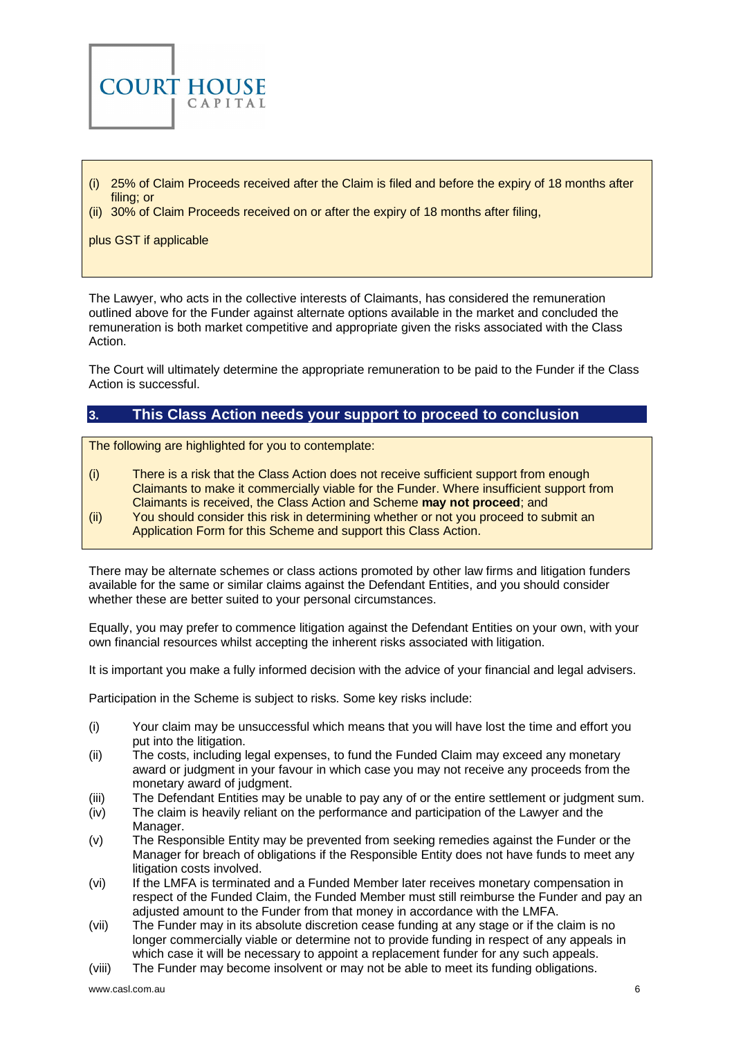(i) 25% of Claim Proceeds received after the Claim is filed and before the expiry of 18 months after filing; or
(ii) 30% of Claim Proceeds received on or after the expiry of 18 months after filing,

plus GST if applicable

The Lawyer, who acts in the collective interests of Claimants, has considered the remuneration outlined above for the Funder against alternate options available in the market and concluded the remuneration is both market competitive and appropriate given the risks associated with the Class Action.

The Court will ultimately determine the appropriate remuneration to be paid to the Funder if the Class Action is successful.

## 3. This Class Action needs your support to proceed to conclusion

The following are highlighted for you to contemplate:

(i) There is a risk that the Class Action does not receive sufficient support from enough Claimants to make it commercially viable for the Funder. Where insufficient support from Claimants is received, the Class Action and Scheme **may not proceed**; and
(ii) You should consider this risk in determining whether or not you proceed to submit an Application Form for this Scheme and support this Class Action.

There may be alternate schemes or class actions promoted by other law firms and litigation funders available for the same or similar claims against the Defendant Entities, and you should consider whether these are better suited to your personal circumstances.

Equally, you may prefer to commence litigation against the Defendant Entities on your own, with your own financial resources whilst accepting the inherent risks associated with litigation.

It is important you make a fully informed decision with the advice of your financial and legal advisers.

Participation in the Scheme is subject to risks. Some key risks include:

(i) Your claim may be unsuccessful which means that you will have lost the time and effort you put into the litigation.
(ii) The costs, including legal expenses, to fund the Funded Claim may exceed any monetary award or judgment in your favour in which case you may not receive any proceeds from the monetary award of judgment.
(iii) The Defendant Entities may be unable to pay any of or the entire settlement or judgment sum.
(iv) The claim is heavily reliant on the performance and participation of the Lawyer and the Manager.
(v) The Responsible Entity may be prevented from seeking remedies against the Funder or the Manager for breach of obligations if the Responsible Entity does not have funds to meet any litigation costs involved.
(vi) If the LMFA is terminated and a Funded Member later receives monetary compensation in respect of the Funded Claim, the Funded Member must still reimburse the Funder and pay an adjusted amount to the Funder from that money in accordance with the LMFA.
(vii) The Funder may in its absolute discretion cease funding at any stage or if the claim is no longer commercially viable or determine not to provide funding in respect of any appeals in which case it will be necessary to appoint a replacement funder for any such appeals.
(viii) The Funder may become insolvent or may not be able to meet its funding obligations.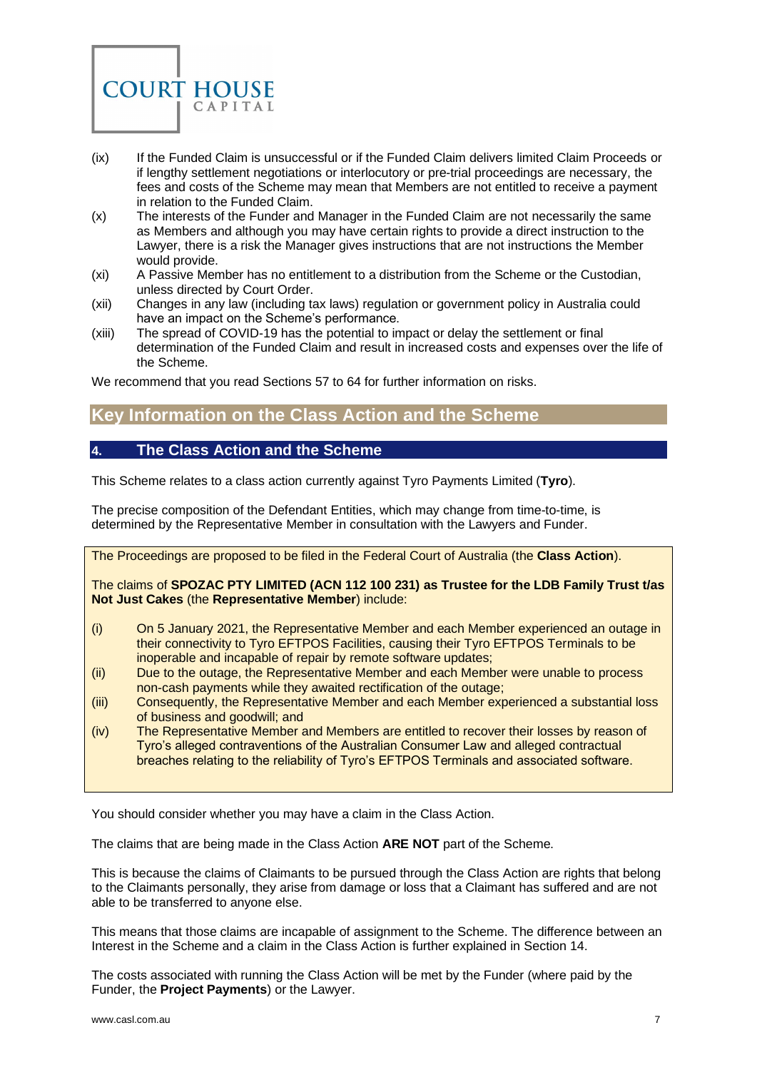(ix) If the Funded Claim is unsuccessful or if the Funded Claim delivers limited Claim Proceeds or if lengthy settlement negotiations or interlocutory or pre-trial proceedings are necessary, the fees and costs of the Scheme may mean that Members are not entitled to receive a payment in relation to the Funded Claim.

(x) The interests of the Funder and Manager in the Funded Claim are not necessarily the same as Members and although you may have certain rights to provide a direct instruction to the Lawyer, there is a risk the Manager gives instructions that are not instructions the Member would provide.

(xi) A Passive Member has no entitlement to a distribution from the Scheme or the Custodian, unless directed by Court Order.

(xii) Changes in any law (including tax laws) regulation or government policy in Australia could have an impact on the Scheme's performance.

(xiii) The spread of COVID-19 has the potential to impact or delay the settlement or final determination of the Funded Claim and result in increased costs and expenses over the life of the Scheme.

We recommend that you read Sections 57 to 64 for further information on risks.

## Key Information on the Class Action and the Scheme

### 4. The Class Action and the Scheme

This Scheme relates to a class action currently against Tyro Payments Limited (**Tyro**).

The precise composition of the Defendant Entities, which may change from time-to-time, is determined by the Representative Member in consultation with the Lawyers and Funder.

The Proceedings are proposed to be filed in the Federal Court of Australia (the **Class Action**).

The claims of **SPOZAC PTY LIMITED (ACN 112 100 231) as Trustee for the LDB Family Trust t/as Not Just Cakes** (the **Representative Member**) include:

(i) On 5 January 2021, the Representative Member and each Member experienced an outage in their connectivity to Tyro EFTPOS Facilities, causing their Tyro EFTPOS Terminals to be inoperable and incapable of repair by remote software updates;

(ii) Due to the outage, the Representative Member and each Member were unable to process non-cash payments while they awaited rectification of the outage;

(iii) Consequently, the Representative Member and each Member experienced a substantial loss of business and goodwill; and

(iv) The Representative Member and Members are entitled to recover their losses by reason of Tyro's alleged contraventions of the Australian Consumer Law and alleged contractual breaches relating to the reliability of Tyro's EFTPOS Terminals and associated software.

You should consider whether you may have a claim in the Class Action.

The claims that are being made in the Class Action **ARE NOT** part of the Scheme.

This is because the claims of Claimants to be pursued through the Class Action are rights that belong to the Claimants personally, they arise from damage or loss that a Claimant has suffered and are not able to be transferred to anyone else.

This means that those claims are incapable of assignment to the Scheme. The difference between an Interest in the Scheme and a claim in the Class Action is further explained in Section 14.

The costs associated with running the Class Action will be met by the Funder (where paid by the Funder, the **Project Payments**) or the Lawyer.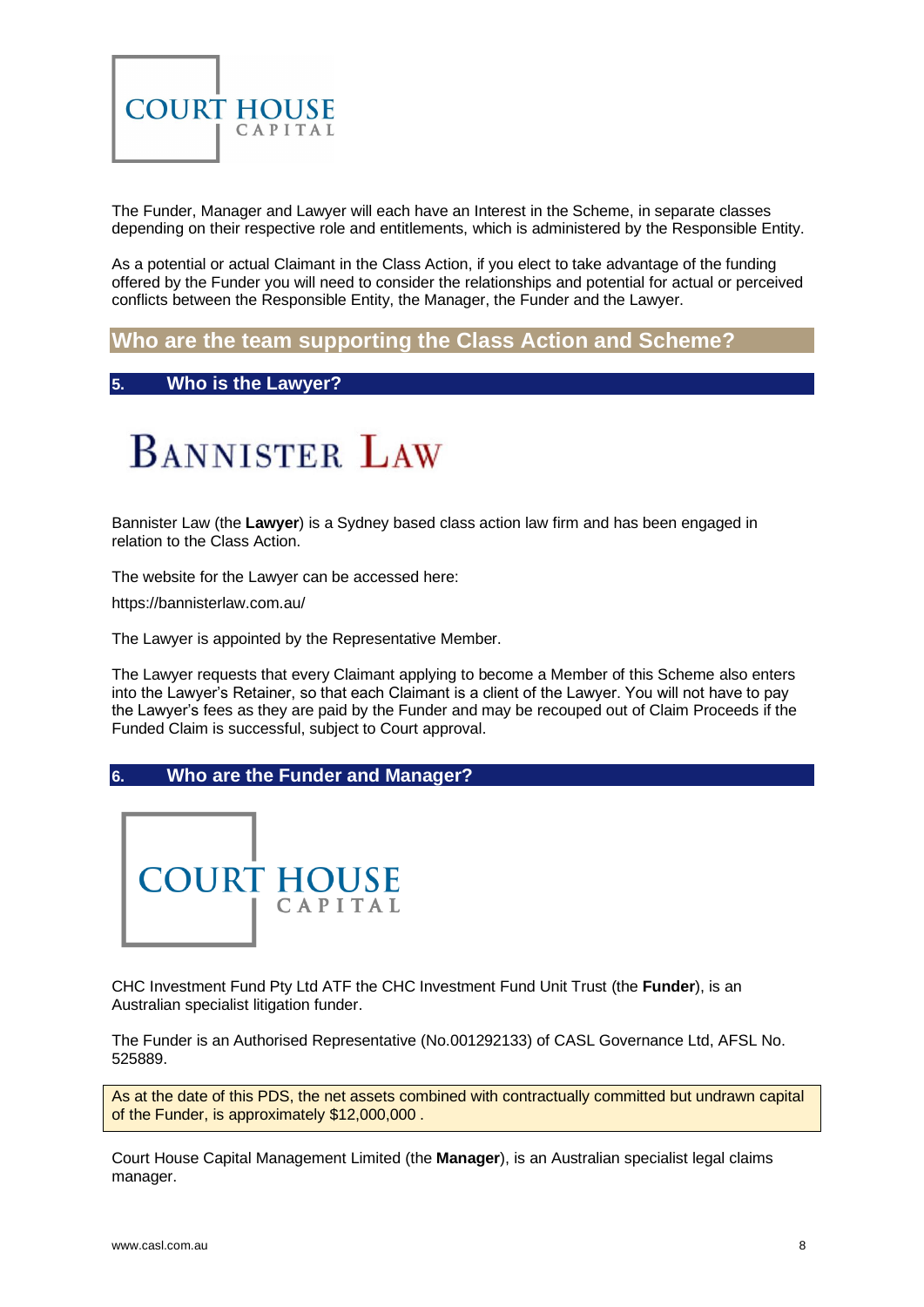The Funder, Manager and Lawyer will each have an Interest in the Scheme, in separate classes depending on their respective role and entitlements, which is administered by the Responsible Entity.

As a potential or actual Claimant in the Class Action, if you elect to take advantage of the funding offered by the Funder you will need to consider the relationships and potential for actual or perceived conflicts between the Responsible Entity, the Manager, the Funder and the Lawyer.

## Who are the team supporting the Class Action and Scheme?

### 5. Who is the Lawyer?

Bannister Law (the **Lawyer**) is a Sydney based class action law firm and has been engaged in relation to the Class Action.

The website for the Lawyer can be accessed here:

https://bannisterlaw.com.au/

The Lawyer is appointed by the Representative Member.

The Lawyer requests that every Claimant applying to become a Member of this Scheme also enters into the Lawyer's Retainer, so that each Claimant is a client of the Lawyer. You will not have to pay the Lawyer's fees as they are paid by the Funder and may be recouped out of Claim Proceeds if the Funded Claim is successful, subject to Court approval.

### 6. Who are the Funder and Manager?

CHC Investment Fund Pty Ltd ATF the CHC Investment Fund Unit Trust (the **Funder**), is an Australian specialist litigation funder.

The Funder is an Authorised Representative (No.001292133) of CASL Governance Ltd, AFSL No. 525889.

As at the date of this PDS, the net assets combined with contractually committed but undrawn capital of the Funder, is approximately $12,000,000 .

Court House Capital Management Limited (the **Manager**), is an Australian specialist legal claims manager.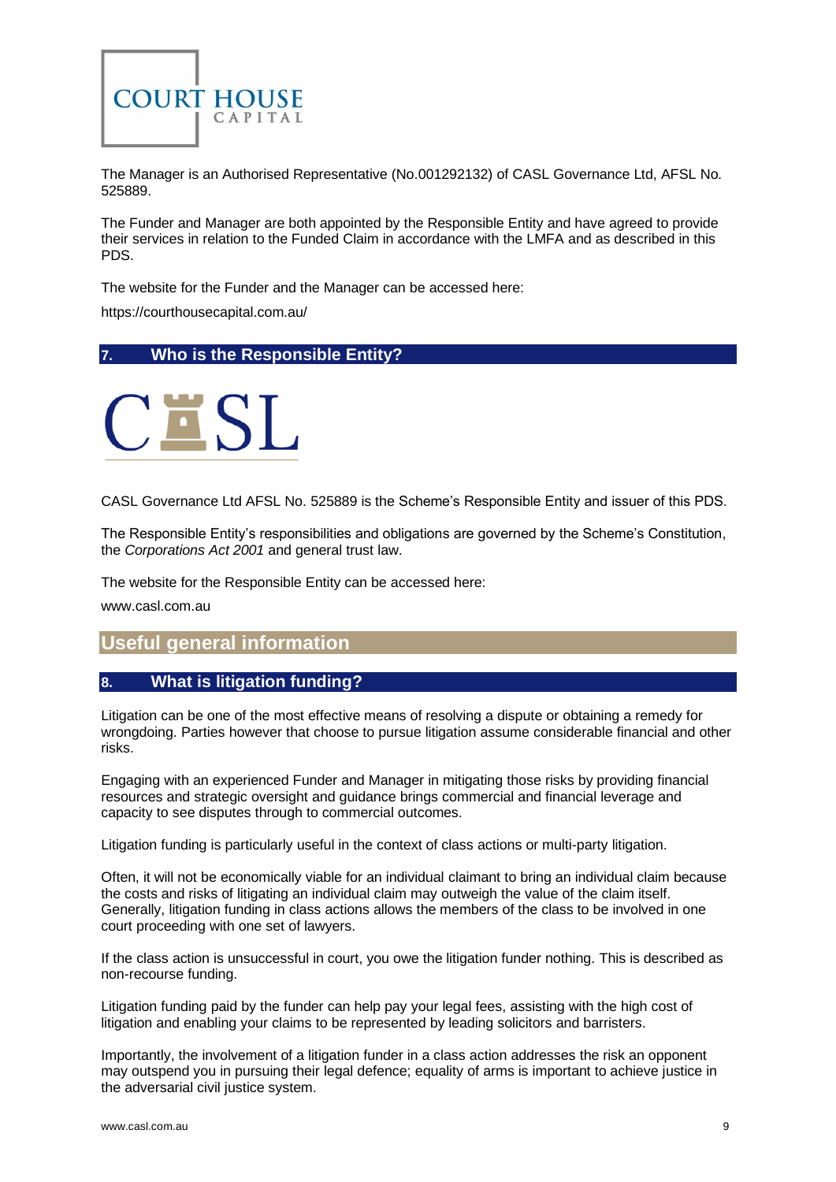The Manager is an Authorised Representative (No.001292132) of CASL Governance Ltd, AFSL No. 525889.

The Funder and Manager are both appointed by the Responsible Entity and have agreed to provide their services in relation to the Funded Claim in accordance with the LMFA and as described in this PDS.

The website for the Funder and the Manager can be accessed here:

https://courthousecapital.com.au/

## 7. Who is the Responsible Entity?

CASL Governance Ltd AFSL No. 525889 is the Scheme's Responsible Entity and issuer of this PDS.

The Responsible Entity's responsibilities and obligations are governed by the Scheme's Constitution, the *Corporations Act 2001* and general trust law.

The website for the Responsible Entity can be accessed here:

www.casl.com.au

# Useful general information

## 8. What is litigation funding?

Litigation can be one of the most effective means of resolving a dispute or obtaining a remedy for wrongdoing. Parties however that choose to pursue litigation assume considerable financial and other risks.

Engaging with an experienced Funder and Manager in mitigating those risks by providing financial resources and strategic oversight and guidance brings commercial and financial leverage and capacity to see disputes through to commercial outcomes.

Litigation funding is particularly useful in the context of class actions or multi-party litigation.

Often, it will not be economically viable for an individual claimant to bring an individual claim because the costs and risks of litigating an individual claim may outweigh the value of the claim itself. Generally, litigation funding in class actions allows the members of the class to be involved in one court proceeding with one set of lawyers.

If the class action is unsuccessful in court, you owe the litigation funder nothing. This is described as non-recourse funding.

Litigation funding paid by the funder can help pay your legal fees, assisting with the high cost of litigation and enabling your claims to be represented by leading solicitors and barristers.

Importantly, the involvement of a litigation funder in a class action addresses the risk an opponent may outspend you in pursuing their legal defence; equality of arms is important to achieve justice in the adversarial civil justice system.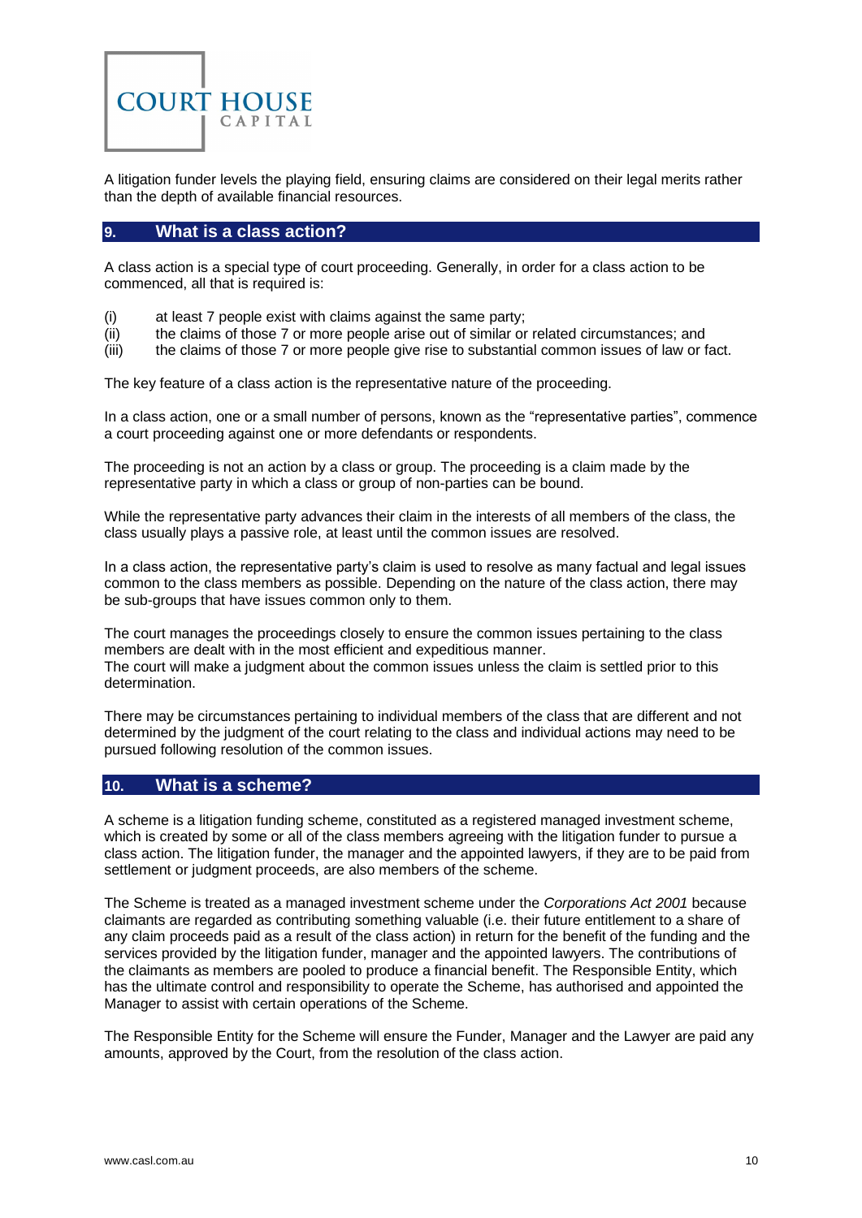A litigation funder levels the playing field, ensuring claims are considered on their legal merits rather than the depth of available financial resources.

## 9. What is a class action?

A class action is a special type of court proceeding. Generally, in order for a class action to be commenced, all that is required is:

(i) at least 7 people exist with claims against the same party;
(ii) the claims of those 7 or more people arise out of similar or related circumstances; and
(iii) the claims of those 7 or more people give rise to substantial common issues of law or fact.

The key feature of a class action is the representative nature of the proceeding.

In a class action, one or a small number of persons, known as the "representative parties", commence a court proceeding against one or more defendants or respondents.

The proceeding is not an action by a class or group. The proceeding is a claim made by the representative party in which a class or group of non-parties can be bound.

While the representative party advances their claim in the interests of all members of the class, the class usually plays a passive role, at least until the common issues are resolved.

In a class action, the representative party's claim is used to resolve as many factual and legal issues common to the class members as possible. Depending on the nature of the class action, there may be sub-groups that have issues common only to them.

The court manages the proceedings closely to ensure the common issues pertaining to the class members are dealt with in the most efficient and expeditious manner.
The court will make a judgment about the common issues unless the claim is settled prior to this determination.

There may be circumstances pertaining to individual members of the class that are different and not determined by the judgment of the court relating to the class and individual actions may need to be pursued following resolution of the common issues.

## 10. What is a scheme?

A scheme is a litigation funding scheme, constituted as a registered managed investment scheme, which is created by some or all of the class members agreeing with the litigation funder to pursue a class action. The litigation funder, the manager and the appointed lawyers, if they are to be paid from settlement or judgment proceeds, are also members of the scheme.

The Scheme is treated as a managed investment scheme under the *Corporations Act 2001* because claimants are regarded as contributing something valuable (i.e. their future entitlement to a share of any claim proceeds paid as a result of the class action) in return for the benefit of the funding and the services provided by the litigation funder, manager and the appointed lawyers. The contributions of the claimants as members are pooled to produce a financial benefit. The Responsible Entity, which has the ultimate control and responsibility to operate the Scheme, has authorised and appointed the Manager to assist with certain operations of the Scheme.

The Responsible Entity for the Scheme will ensure the Funder, Manager and the Lawyer are paid any amounts, approved by the Court, from the resolution of the class action.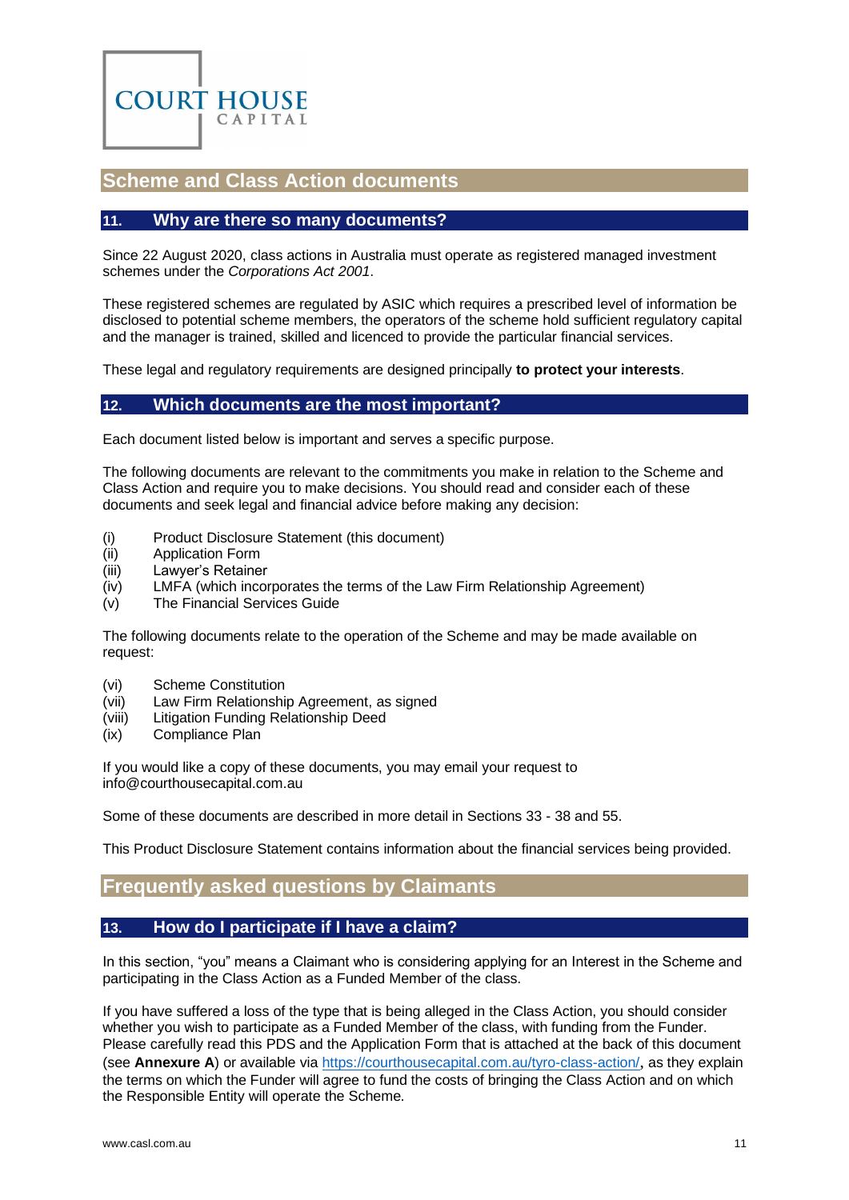## Scheme and Class Action documents

### 11. Why are there so many documents?

Since 22 August 2020, class actions in Australia must operate as registered managed investment schemes under the *Corporations Act 2001*.

These registered schemes are regulated by ASIC which requires a prescribed level of information be disclosed to potential scheme members, the operators of the scheme hold sufficient regulatory capital and the manager is trained, skilled and licenced to provide the particular financial services.

These legal and regulatory requirements are designed principally **to protect your interests**.

### 12. Which documents are the most important?

Each document listed below is important and serves a specific purpose.

The following documents are relevant to the commitments you make in relation to the Scheme and Class Action and require you to make decisions. You should read and consider each of these documents and seek legal and financial advice before making any decision:

(i) Product Disclosure Statement (this document)
(ii) Application Form
(iii) Lawyer's Retainer
(iv) LMFA (which incorporates the terms of the Law Firm Relationship Agreement)
(v) The Financial Services Guide

The following documents relate to the operation of the Scheme and may be made available on request:

(vi) Scheme Constitution
(vii) Law Firm Relationship Agreement, as signed
(viii) Litigation Funding Relationship Deed
(ix) Compliance Plan

If you would like a copy of these documents, you may email your request to info@courthousecapital.com.au

Some of these documents are described in more detail in Sections 33 - 38 and 55.

This Product Disclosure Statement contains information about the financial services being provided.

## Frequently asked questions by Claimants

### 13. How do I participate if I have a claim?

In this section, "you" means a Claimant who is considering applying for an Interest in the Scheme and participating in the Class Action as a Funded Member of the class.

If you have suffered a loss of the type that is being alleged in the Class Action, you should consider whether you wish to participate as a Funded Member of the class, with funding from the Funder. Please carefully read this PDS and the Application Form that is attached at the back of this document (see **Annexure A**) or available via [https://courthousecapital.com.au/tyro-class-action/](https://courthousecapital.com.au/tyro-class-action/), as they explain the terms on which the Funder will agree to fund the costs of bringing the Class Action and on which the Responsible Entity will operate the Scheme.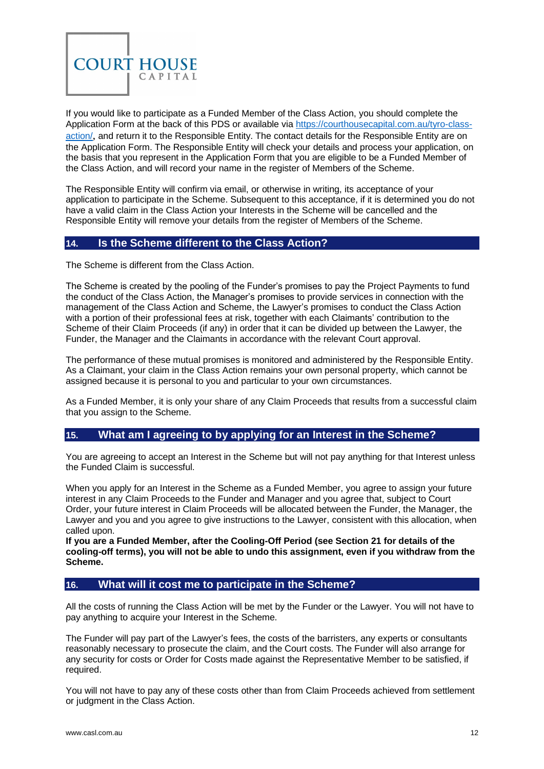If you would like to participate as a Funded Member of the Class Action, you should complete the Application Form at the back of this PDS or available via [https://courthousecapital.com.au/tyro-class-action/](https://courthousecapital.com.au/tyro-class-action/), and return it to the Responsible Entity. The contact details for the Responsible Entity are on the Application Form. The Responsible Entity will check your details and process your application, on the basis that you represent in the Application Form that you are eligible to be a Funded Member of the Class Action, and will record your name in the register of Members of the Scheme.

The Responsible Entity will confirm via email, or otherwise in writing, its acceptance of your application to participate in the Scheme. Subsequent to this acceptance, if it is determined you do not have a valid claim in the Class Action your Interests in the Scheme will be cancelled and the Responsible Entity will remove your details from the register of Members of the Scheme.

## 14. Is the Scheme different to the Class Action?

The Scheme is different from the Class Action.

The Scheme is created by the pooling of the Funder's promises to pay the Project Payments to fund the conduct of the Class Action, the Manager's promises to provide services in connection with the management of the Class Action and Scheme, the Lawyer's promises to conduct the Class Action with a portion of their professional fees at risk, together with each Claimants' contribution to the Scheme of their Claim Proceeds (if any) in order that it can be divided up between the Lawyer, the Funder, the Manager and the Claimants in accordance with the relevant Court approval.

The performance of these mutual promises is monitored and administered by the Responsible Entity. As a Claimant, your claim in the Class Action remains your own personal property, which cannot be assigned because it is personal to you and particular to your own circumstances.

As a Funded Member, it is only your share of any Claim Proceeds that results from a successful claim that you assign to the Scheme.

## 15. What am I agreeing to by applying for an Interest in the Scheme?

You are agreeing to accept an Interest in the Scheme but will not pay anything for that Interest unless the Funded Claim is successful.

When you apply for an Interest in the Scheme as a Funded Member, you agree to assign your future interest in any Claim Proceeds to the Funder and Manager and you agree that, subject to Court Order, your future interest in Claim Proceeds will be allocated between the Funder, the Manager, the Lawyer and you and you agree to give instructions to the Lawyer, consistent with this allocation, when called upon.
**If you are a Funded Member, after the Cooling-Off Period (see Section 21 for details of the cooling-off terms), you will not be able to undo this assignment, even if you withdraw from the Scheme.**

## 16. What will it cost me to participate in the Scheme?

All the costs of running the Class Action will be met by the Funder or the Lawyer. You will not have to pay anything to acquire your Interest in the Scheme.

The Funder will pay part of the Lawyer's fees, the costs of the barristers, any experts or consultants reasonably necessary to prosecute the claim, and the Court costs. The Funder will also arrange for any security for costs or Order for Costs made against the Representative Member to be satisfied, if required.

You will not have to pay any of these costs other than from Claim Proceeds achieved from settlement or judgment in the Class Action.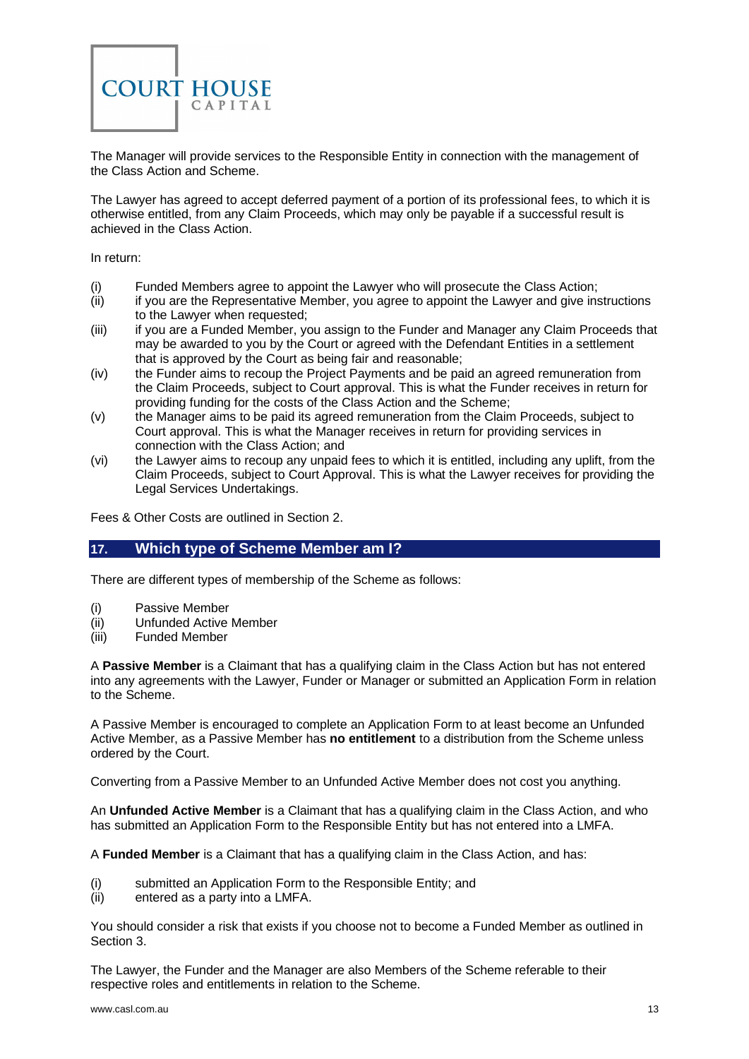The Manager will provide services to the Responsible Entity in connection with the management of the Class Action and Scheme.

The Lawyer has agreed to accept deferred payment of a portion of its professional fees, to which it is otherwise entitled, from any Claim Proceeds, which may only be payable if a successful result is achieved in the Class Action.

In return:

(i) Funded Members agree to appoint the Lawyer who will prosecute the Class Action;
(ii) if you are the Representative Member, you agree to appoint the Lawyer and give instructions to the Lawyer when requested;
(iii) if you are a Funded Member, you assign to the Funder and Manager any Claim Proceeds that may be awarded to you by the Court or agreed with the Defendant Entities in a settlement that is approved by the Court as being fair and reasonable;
(iv) the Funder aims to recoup the Project Payments and be paid an agreed remuneration from the Claim Proceeds, subject to Court approval. This is what the Funder receives in return for providing funding for the costs of the Class Action and the Scheme;
(v) the Manager aims to be paid its agreed remuneration from the Claim Proceeds, subject to Court approval. This is what the Manager receives in return for providing services in connection with the Class Action; and
(vi) the Lawyer aims to recoup any unpaid fees to which it is entitled, including any uplift, from the Claim Proceeds, subject to Court Approval. This is what the Lawyer receives for providing the Legal Services Undertakings.

Fees & Other Costs are outlined in Section 2.

## 17. Which type of Scheme Member am I?

There are different types of membership of the Scheme as follows:

(i) Passive Member
(ii) Unfunded Active Member
(iii) Funded Member

A **Passive Member** is a Claimant that has a qualifying claim in the Class Action but has not entered into any agreements with the Lawyer, Funder or Manager or submitted an Application Form in relation to the Scheme.

A Passive Member is encouraged to complete an Application Form to at least become an Unfunded Active Member, as a Passive Member has **no entitlement** to a distribution from the Scheme unless ordered by the Court.

Converting from a Passive Member to an Unfunded Active Member does not cost you anything.

An **Unfunded Active Member** is a Claimant that has a qualifying claim in the Class Action, and who has submitted an Application Form to the Responsible Entity but has not entered into a LMFA.

A **Funded Member** is a Claimant that has a qualifying claim in the Class Action, and has:

(i) submitted an Application Form to the Responsible Entity; and
(ii) entered as a party into a LMFA.

You should consider a risk that exists if you choose not to become a Funded Member as outlined in Section 3.

The Lawyer, the Funder and the Manager are also Members of the Scheme referable to their respective roles and entitlements in relation to the Scheme.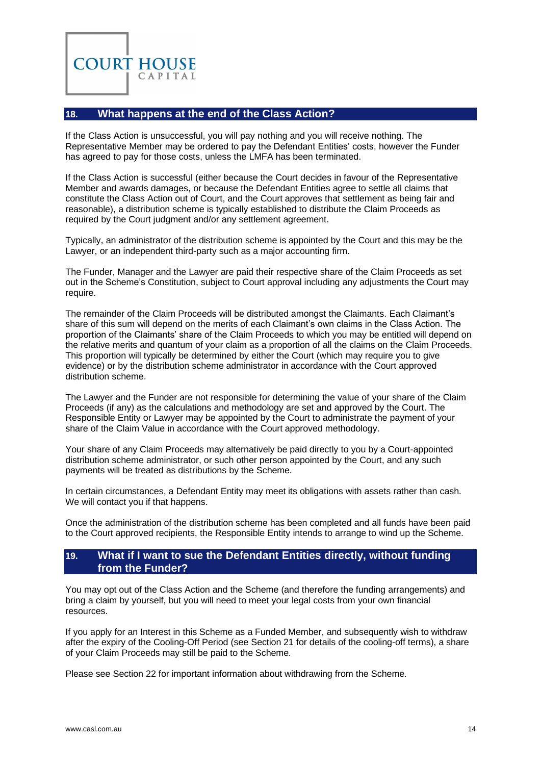## 18. What happens at the end of the Class Action?

If the Class Action is unsuccessful, you will pay nothing and you will receive nothing. The Representative Member may be ordered to pay the Defendant Entities' costs, however the Funder has agreed to pay for those costs, unless the LMFA has been terminated.

If the Class Action is successful (either because the Court decides in favour of the Representative Member and awards damages, or because the Defendant Entities agree to settle all claims that constitute the Class Action out of Court, and the Court approves that settlement as being fair and reasonable), a distribution scheme is typically established to distribute the Claim Proceeds as required by the Court judgment and/or any settlement agreement.

Typically, an administrator of the distribution scheme is appointed by the Court and this may be the Lawyer, or an independent third-party such as a major accounting firm.

The Funder, Manager and the Lawyer are paid their respective share of the Claim Proceeds as set out in the Scheme's Constitution, subject to Court approval including any adjustments the Court may require.

The remainder of the Claim Proceeds will be distributed amongst the Claimants. Each Claimant's share of this sum will depend on the merits of each Claimant's own claims in the Class Action. The proportion of the Claimants' share of the Claim Proceeds to which you may be entitled will depend on the relative merits and quantum of your claim as a proportion of all the claims on the Claim Proceeds. This proportion will typically be determined by either the Court (which may require you to give evidence) or by the distribution scheme administrator in accordance with the Court approved distribution scheme.

The Lawyer and the Funder are not responsible for determining the value of your share of the Claim Proceeds (if any) as the calculations and methodology are set and approved by the Court. The Responsible Entity or Lawyer may be appointed by the Court to administrate the payment of your share of the Claim Value in accordance with the Court approved methodology.

Your share of any Claim Proceeds may alternatively be paid directly to you by a Court-appointed distribution scheme administrator, or such other person appointed by the Court, and any such payments will be treated as distributions by the Scheme.

In certain circumstances, a Defendant Entity may meet its obligations with assets rather than cash. We will contact you if that happens.

Once the administration of the distribution scheme has been completed and all funds have been paid to the Court approved recipients, the Responsible Entity intends to arrange to wind up the Scheme.

## 19. What if I want to sue the Defendant Entities directly, without funding from the Funder?

You may opt out of the Class Action and the Scheme (and therefore the funding arrangements) and bring a claim by yourself, but you will need to meet your legal costs from your own financial resources.

If you apply for an Interest in this Scheme as a Funded Member, and subsequently wish to withdraw after the expiry of the Cooling-Off Period (see Section 21 for details of the cooling-off terms), a share of your Claim Proceeds may still be paid to the Scheme.

Please see Section 22 for important information about withdrawing from the Scheme.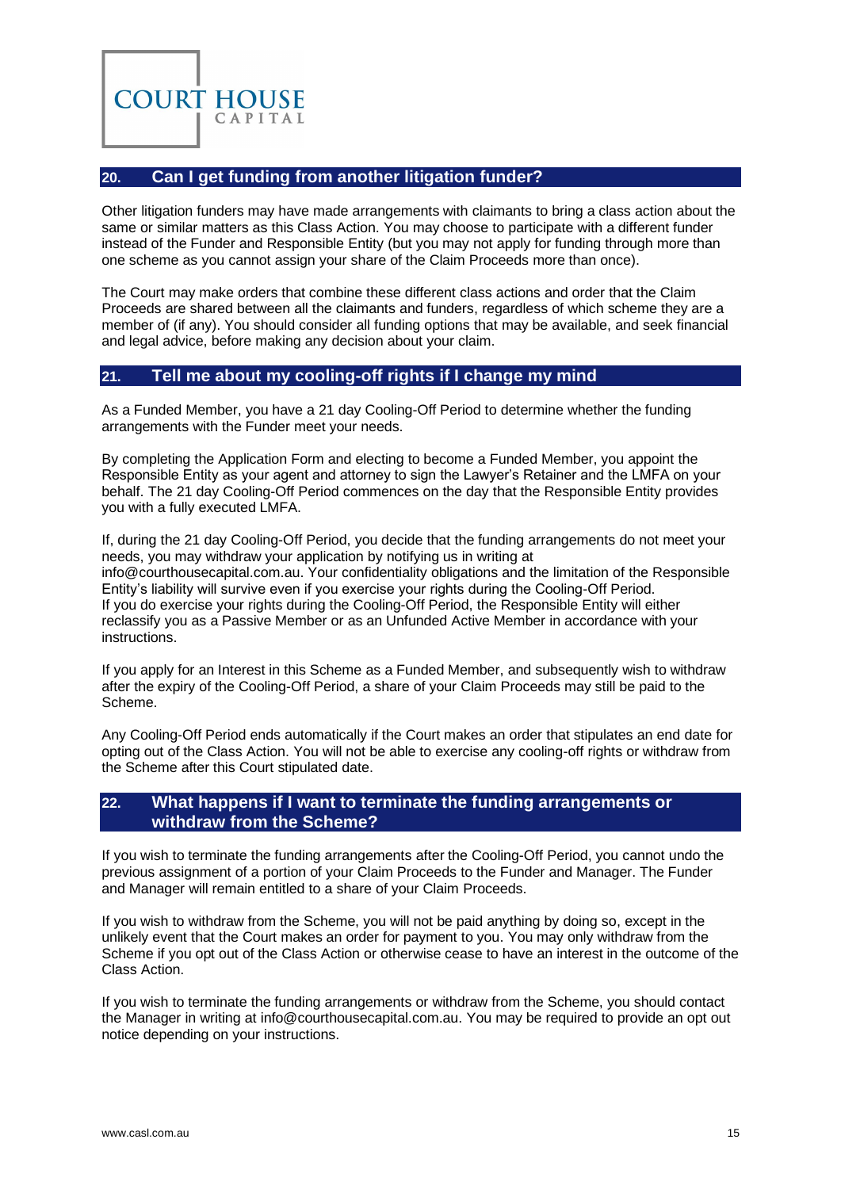## 20. Can I get funding from another litigation funder?

Other litigation funders may have made arrangements with claimants to bring a class action about the same or similar matters as this Class Action. You may choose to participate with a different funder instead of the Funder and Responsible Entity (but you may not apply for funding through more than one scheme as you cannot assign your share of the Claim Proceeds more than once).

The Court may make orders that combine these different class actions and order that the Claim Proceeds are shared between all the claimants and funders, regardless of which scheme they are a member of (if any). You should consider all funding options that may be available, and seek financial and legal advice, before making any decision about your claim.

## 21. Tell me about my cooling-off rights if I change my mind

As a Funded Member, you have a 21 day Cooling-Off Period to determine whether the funding arrangements with the Funder meet your needs.

By completing the Application Form and electing to become a Funded Member, you appoint the Responsible Entity as your agent and attorney to sign the Lawyer's Retainer and the LMFA on your behalf. The 21 day Cooling-Off Period commences on the day that the Responsible Entity provides you with a fully executed LMFA.

If, during the 21 day Cooling-Off Period, you decide that the funding arrangements do not meet your needs, you may withdraw your application by notifying us in writing at info@courthousecapital.com.au. Your confidentiality obligations and the limitation of the Responsible Entity's liability will survive even if you exercise your rights during the Cooling-Off Period. If you do exercise your rights during the Cooling-Off Period, the Responsible Entity will either reclassify you as a Passive Member or as an Unfunded Active Member in accordance with your instructions.

If you apply for an Interest in this Scheme as a Funded Member, and subsequently wish to withdraw after the expiry of the Cooling-Off Period, a share of your Claim Proceeds may still be paid to the Scheme.

Any Cooling-Off Period ends automatically if the Court makes an order that stipulates an end date for opting out of the Class Action. You will not be able to exercise any cooling-off rights or withdraw from the Scheme after this Court stipulated date.

## 22. What happens if I want to terminate the funding arrangements or withdraw from the Scheme?

If you wish to terminate the funding arrangements after the Cooling-Off Period, you cannot undo the previous assignment of a portion of your Claim Proceeds to the Funder and Manager. The Funder and Manager will remain entitled to a share of your Claim Proceeds.

If you wish to withdraw from the Scheme, you will not be paid anything by doing so, except in the unlikely event that the Court makes an order for payment to you. You may only withdraw from the Scheme if you opt out of the Class Action or otherwise cease to have an interest in the outcome of the Class Action.

If you wish to terminate the funding arrangements or withdraw from the Scheme, you should contact the Manager in writing at info@courthousecapital.com.au. You may be required to provide an opt out notice depending on your instructions.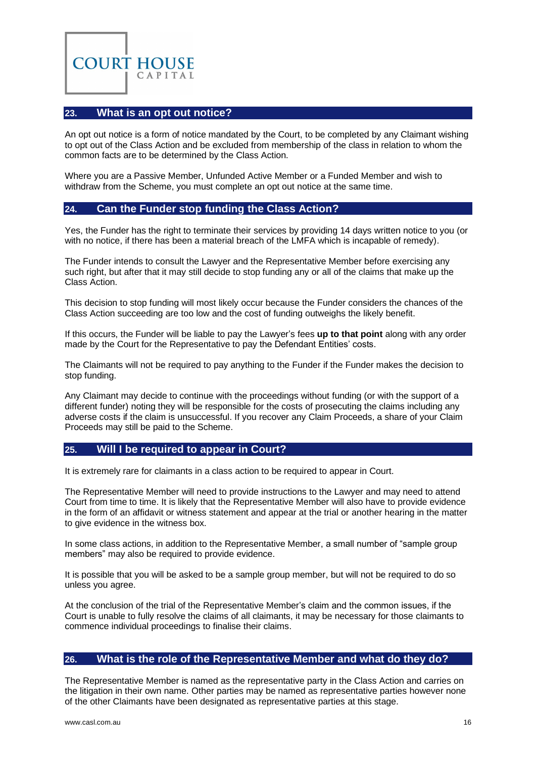## 23. What is an opt out notice?

An opt out notice is a form of notice mandated by the Court, to be completed by any Claimant wishing to opt out of the Class Action and be excluded from membership of the class in relation to whom the common facts are to be determined by the Class Action.

Where you are a Passive Member, Unfunded Active Member or a Funded Member and wish to withdraw from the Scheme, you must complete an opt out notice at the same time.

## 24. Can the Funder stop funding the Class Action?

Yes, the Funder has the right to terminate their services by providing 14 days written notice to you (or with no notice, if there has been a material breach of the LMFA which is incapable of remedy).

The Funder intends to consult the Lawyer and the Representative Member before exercising any such right, but after that it may still decide to stop funding any or all of the claims that make up the Class Action.

This decision to stop funding will most likely occur because the Funder considers the chances of the Class Action succeeding are too low and the cost of funding outweighs the likely benefit.

If this occurs, the Funder will be liable to pay the Lawyer's fees **up to that point** along with any order made by the Court for the Representative to pay the Defendant Entities' costs.

The Claimants will not be required to pay anything to the Funder if the Funder makes the decision to stop funding.

Any Claimant may decide to continue with the proceedings without funding (or with the support of a different funder) noting they will be responsible for the costs of prosecuting the claims including any adverse costs if the claim is unsuccessful. If you recover any Claim Proceeds, a share of your Claim Proceeds may still be paid to the Scheme.

## 25. Will I be required to appear in Court?

It is extremely rare for claimants in a class action to be required to appear in Court.

The Representative Member will need to provide instructions to the Lawyer and may need to attend Court from time to time. It is likely that the Representative Member will also have to provide evidence in the form of an affidavit or witness statement and appear at the trial or another hearing in the matter to give evidence in the witness box.

In some class actions, in addition to the Representative Member, a small number of "sample group members" may also be required to provide evidence.

It is possible that you will be asked to be a sample group member, but will not be required to do so unless you agree.

At the conclusion of the trial of the Representative Member's claim and the common issues, if the Court is unable to fully resolve the claims of all claimants, it may be necessary for those claimants to commence individual proceedings to finalise their claims.

## 26. What is the role of the Representative Member and what do they do?

The Representative Member is named as the representative party in the Class Action and carries on the litigation in their own name. Other parties may be named as representative parties however none of the other Claimants have been designated as representative parties at this stage.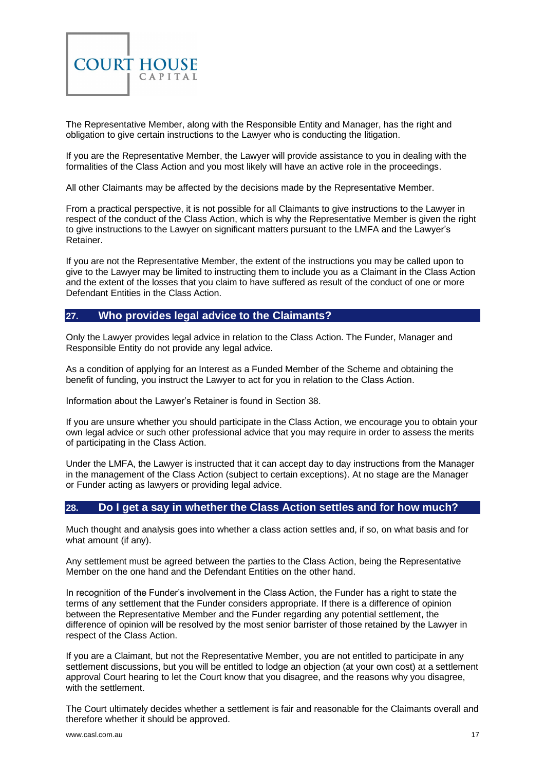The Representative Member, along with the Responsible Entity and Manager, has the right and obligation to give certain instructions to the Lawyer who is conducting the litigation.

If you are the Representative Member, the Lawyer will provide assistance to you in dealing with the formalities of the Class Action and you most likely will have an active role in the proceedings.

All other Claimants may be affected by the decisions made by the Representative Member.

From a practical perspective, it is not possible for all Claimants to give instructions to the Lawyer in respect of the conduct of the Class Action, which is why the Representative Member is given the right to give instructions to the Lawyer on significant matters pursuant to the LMFA and the Lawyer's Retainer.

If you are not the Representative Member, the extent of the instructions you may be called upon to give to the Lawyer may be limited to instructing them to include you as a Claimant in the Class Action and the extent of the losses that you claim to have suffered as result of the conduct of one or more Defendant Entities in the Class Action.

## 27. Who provides legal advice to the Claimants?

Only the Lawyer provides legal advice in relation to the Class Action. The Funder, Manager and Responsible Entity do not provide any legal advice.

As a condition of applying for an Interest as a Funded Member of the Scheme and obtaining the benefit of funding, you instruct the Lawyer to act for you in relation to the Class Action.

Information about the Lawyer's Retainer is found in Section 38.

If you are unsure whether you should participate in the Class Action, we encourage you to obtain your own legal advice or such other professional advice that you may require in order to assess the merits of participating in the Class Action.

Under the LMFA, the Lawyer is instructed that it can accept day to day instructions from the Manager in the management of the Class Action (subject to certain exceptions). At no stage are the Manager or Funder acting as lawyers or providing legal advice.

## 28. Do I get a say in whether the Class Action settles and for how much?

Much thought and analysis goes into whether a class action settles and, if so, on what basis and for what amount (if any).

Any settlement must be agreed between the parties to the Class Action, being the Representative Member on the one hand and the Defendant Entities on the other hand.

In recognition of the Funder's involvement in the Class Action, the Funder has a right to state the terms of any settlement that the Funder considers appropriate. If there is a difference of opinion between the Representative Member and the Funder regarding any potential settlement, the difference of opinion will be resolved by the most senior barrister of those retained by the Lawyer in respect of the Class Action.

If you are a Claimant, but not the Representative Member, you are not entitled to participate in any settlement discussions, but you will be entitled to lodge an objection (at your own cost) at a settlement approval Court hearing to let the Court know that you disagree, and the reasons why you disagree, with the settlement.

The Court ultimately decides whether a settlement is fair and reasonable for the Claimants overall and therefore whether it should be approved.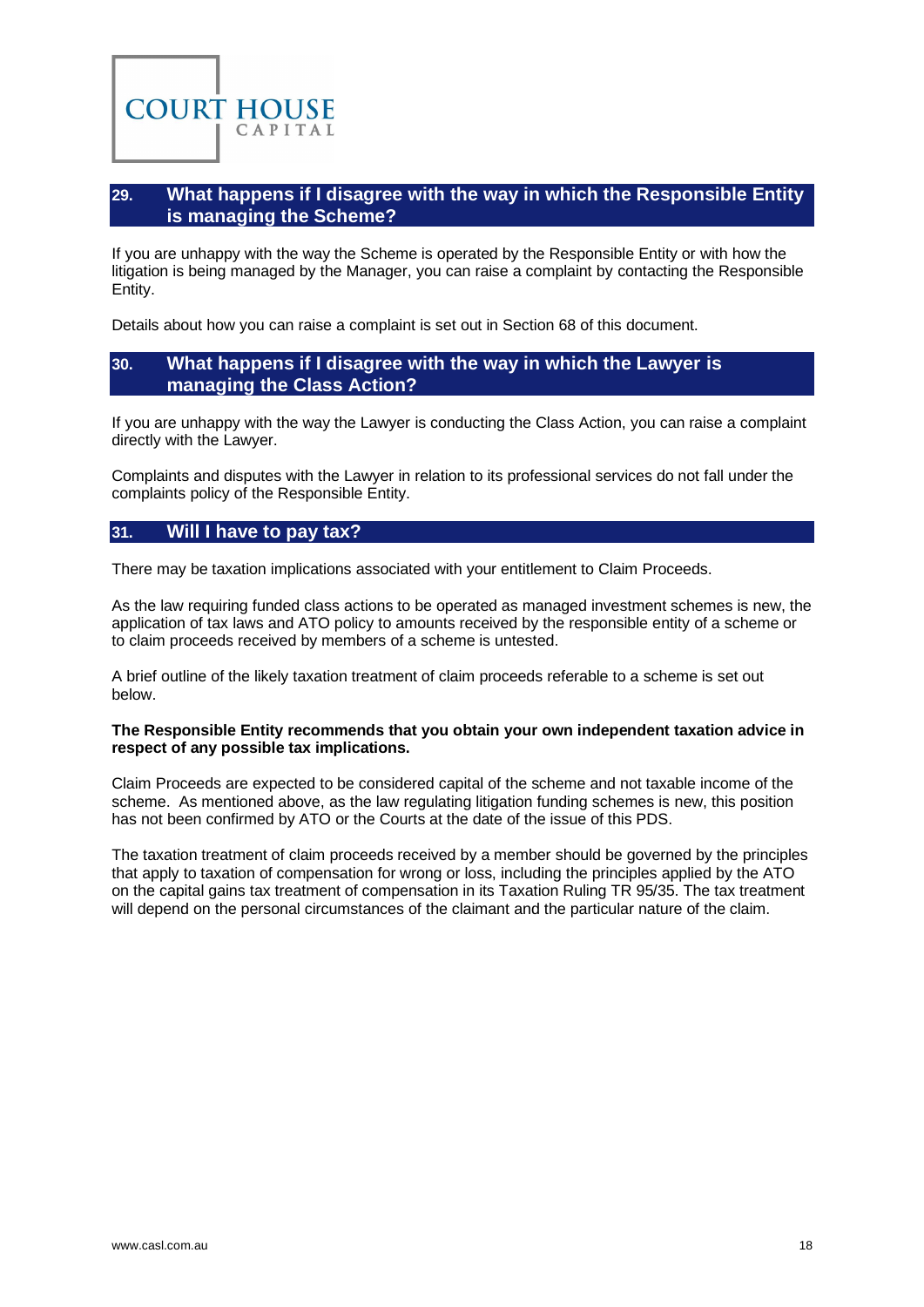## 29. What happens if I disagree with the way in which the Responsible Entity is managing the Scheme?

If you are unhappy with the way the Scheme is operated by the Responsible Entity or with how the litigation is being managed by the Manager, you can raise a complaint by contacting the Responsible Entity.

Details about how you can raise a complaint is set out in Section 68 of this document.

## 30. What happens if I disagree with the way in which the Lawyer is managing the Class Action?

If you are unhappy with the way the Lawyer is conducting the Class Action, you can raise a complaint directly with the Lawyer.

Complaints and disputes with the Lawyer in relation to its professional services do not fall under the complaints policy of the Responsible Entity.

## 31. Will I have to pay tax?

There may be taxation implications associated with your entitlement to Claim Proceeds.

As the law requiring funded class actions to be operated as managed investment schemes is new, the application of tax laws and ATO policy to amounts received by the responsible entity of a scheme or to claim proceeds received by members of a scheme is untested.

A brief outline of the likely taxation treatment of claim proceeds referable to a scheme is set out below.

**The Responsible Entity recommends that you obtain your own independent taxation advice in respect of any possible tax implications.**

Claim Proceeds are expected to be considered capital of the scheme and not taxable income of the scheme. As mentioned above, as the law regulating litigation funding schemes is new, this position has not been confirmed by ATO or the Courts at the date of the issue of this PDS.

The taxation treatment of claim proceeds received by a member should be governed by the principles that apply to taxation of compensation for wrong or loss, including the principles applied by the ATO on the capital gains tax treatment of compensation in its Taxation Ruling TR 95/35. The tax treatment will depend on the personal circumstances of the claimant and the particular nature of the claim.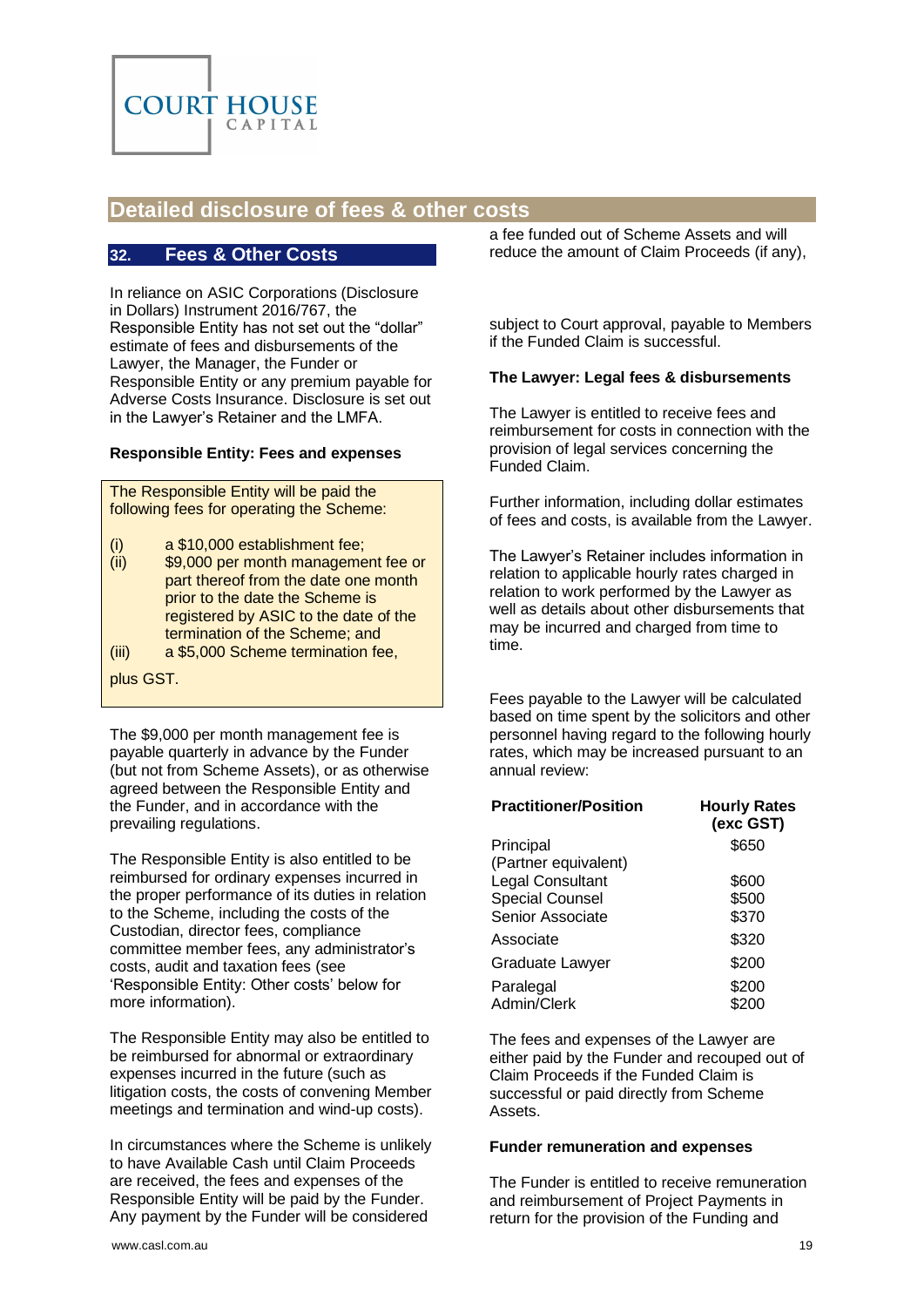## Detailed disclosure of fees & other costs

### 32. Fees & Other Costs

In reliance on ASIC Corporations (Disclosure in Dollars) Instrument 2016/767, the Responsible Entity has not set out the "dollar" estimate of fees and disbursements of the Lawyer, the Manager, the Funder or Responsible Entity or any premium payable for Adverse Costs Insurance. Disclosure is set out in the Lawyer's Retainer and the LMFA.

**Responsible Entity: Fees and expenses**

> The Responsible Entity will be paid the following fees for operating the Scheme:
>
> (i) a $10,000 establishment fee;
> (ii) $9,000 per month management fee or part thereof from the date one month prior to the date the Scheme is registered by ASIC to the date of the termination of the Scheme; and
> (iii) a $5,000 Scheme termination fee,
>
> plus GST.

The $9,000 per month management fee is payable quarterly in advance by the Funder (but not from Scheme Assets), or as otherwise agreed between the Responsible Entity and the Funder, and in accordance with the prevailing regulations.

The Responsible Entity is also entitled to be reimbursed for ordinary expenses incurred in the proper performance of its duties in relation to the Scheme, including the costs of the Custodian, director fees, compliance committee member fees, any administrator's costs, audit and taxation fees (see 'Responsible Entity: Other costs' below for more information).

The Responsible Entity may also be entitled to be reimbursed for abnormal or extraordinary expenses incurred in the future (such as litigation costs, the costs of convening Member meetings and termination and wind-up costs).

In circumstances where the Scheme is unlikely to have Available Cash until Claim Proceeds are received, the fees and expenses of the Responsible Entity will be paid by the Funder. Any payment by the Funder will be considered a fee funded out of Scheme Assets and will reduce the amount of Claim Proceeds (if any), subject to Court approval, payable to Members if the Funded Claim is successful.

**The Lawyer: Legal fees & disbursements**

The Lawyer is entitled to receive fees and reimbursement for costs in connection with the provision of legal services concerning the Funded Claim.

Further information, including dollar estimates of fees and costs, is available from the Lawyer.

The Lawyer's Retainer includes information in relation to applicable hourly rates charged in relation to work performed by the Lawyer as well as details about other disbursements that may be incurred and charged from time to time.

Fees payable to the Lawyer will be calculated based on time spent by the solicitors and other personnel having regard to the following hourly rates, which may be increased pursuant to an annual review:

| Practitioner/Position | Hourly Rates (exc GST) |
|---|---|
| Principal (Partner equivalent) | $650 |
| Legal Consultant | $600 |
| Special Counsel | $500 |
| Senior Associate | $370 |
| Associate | $320 |
| Graduate Lawyer | $200 |
| Paralegal | $200 |
| Admin/Clerk | $200 |

The fees and expenses of the Lawyer are either paid by the Funder and recouped out of Claim Proceeds if the Funded Claim is successful or paid directly from Scheme Assets.

**Funder remuneration and expenses**

The Funder is entitled to receive remuneration and reimbursement of Project Payments in return for the provision of the Funding and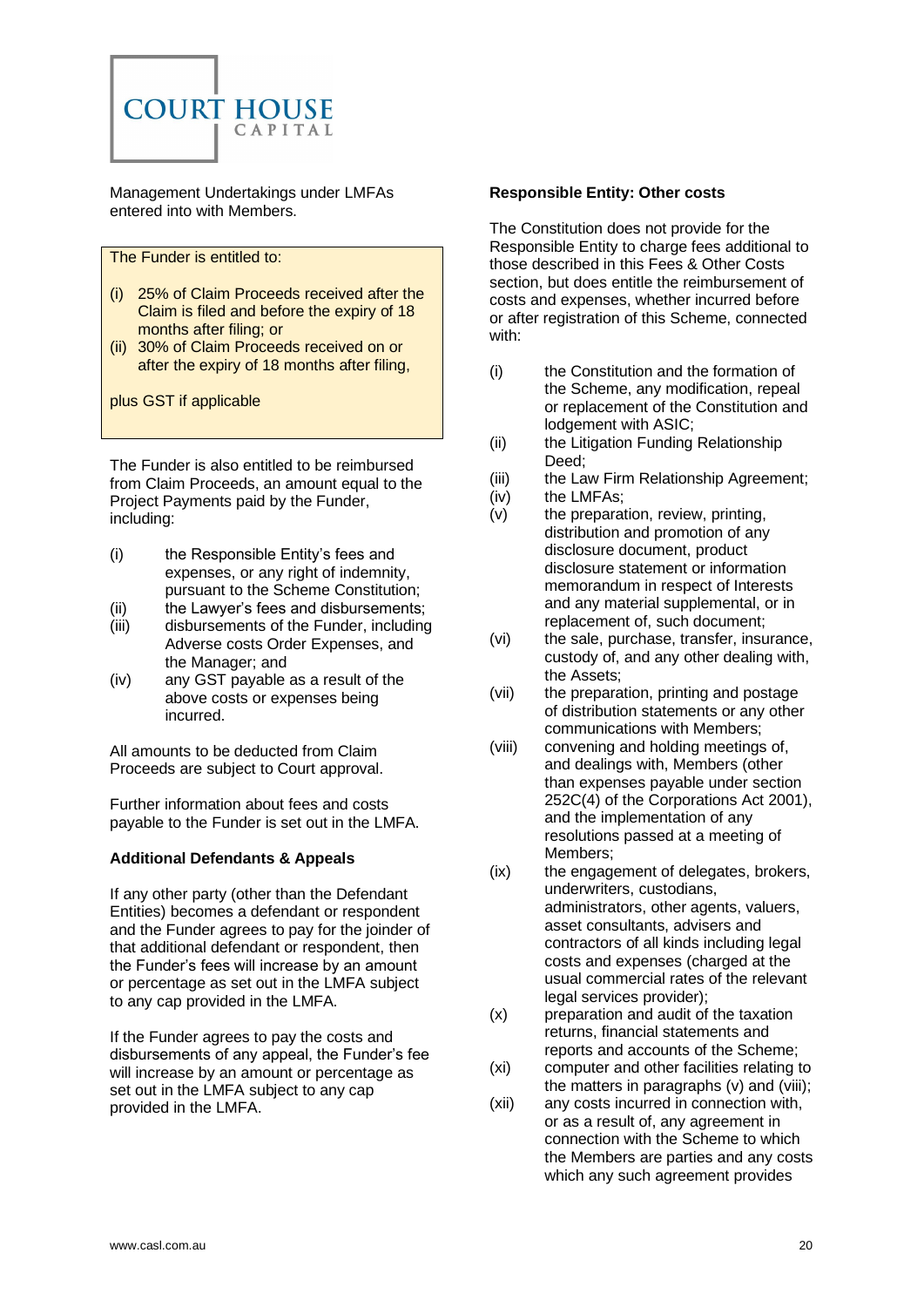Management Undertakings under LMFAs entered into with Members.

The Funder is entitled to:

(i) 25% of Claim Proceeds received after the Claim is filed and before the expiry of 18 months after filing; or
(ii) 30% of Claim Proceeds received on or after the expiry of 18 months after filing,

plus GST if applicable

The Funder is also entitled to be reimbursed from Claim Proceeds, an amount equal to the Project Payments paid by the Funder, including:

(i) the Responsible Entity's fees and expenses, or any right of indemnity, pursuant to the Scheme Constitution;
(ii) the Lawyer's fees and disbursements;
(iii) disbursements of the Funder, including Adverse costs Order Expenses, and the Manager; and
(iv) any GST payable as a result of the above costs or expenses being incurred.

All amounts to be deducted from Claim Proceeds are subject to Court approval.

Further information about fees and costs payable to the Funder is set out in the LMFA.

**Additional Defendants & Appeals**

If any other party (other than the Defendant Entities) becomes a defendant or respondent and the Funder agrees to pay for the joinder of that additional defendant or respondent, then the Funder's fees will increase by an amount or percentage as set out in the LMFA subject to any cap provided in the LMFA.

If the Funder agrees to pay the costs and disbursements of any appeal, the Funder's fee will increase by an amount or percentage as set out in the LMFA subject to any cap provided in the LMFA.

**Responsible Entity: Other costs**

The Constitution does not provide for the Responsible Entity to charge fees additional to those described in this Fees & Other Costs section, but does entitle the reimbursement of costs and expenses, whether incurred before or after registration of this Scheme, connected with:

(i) the Constitution and the formation of the Scheme, any modification, repeal or replacement of the Constitution and lodgement with ASIC;
(ii) the Litigation Funding Relationship Deed;
(iii) the Law Firm Relationship Agreement;
(iv) the LMFAs;
(v) the preparation, review, printing, distribution and promotion of any disclosure document, product disclosure statement or information memorandum in respect of Interests and any material supplemental, or in replacement of, such document;
(vi) the sale, purchase, transfer, insurance, custody of, and any other dealing with, the Assets;
(vii) the preparation, printing and postage of distribution statements or any other communications with Members;
(viii) convening and holding meetings of, and dealings with, Members (other than expenses payable under section 252C(4) of the Corporations Act 2001), and the implementation of any resolutions passed at a meeting of Members;
(ix) the engagement of delegates, brokers, underwriters, custodians, administrators, other agents, valuers, asset consultants, advisers and contractors of all kinds including legal costs and expenses (charged at the usual commercial rates of the relevant legal services provider);
(x) preparation and audit of the taxation returns, financial statements and reports and accounts of the Scheme;
(xi) computer and other facilities relating to the matters in paragraphs (v) and (viii);
(xii) any costs incurred in connection with, or as a result of, any agreement in connection with the Scheme to which the Members are parties and any costs which any such agreement provides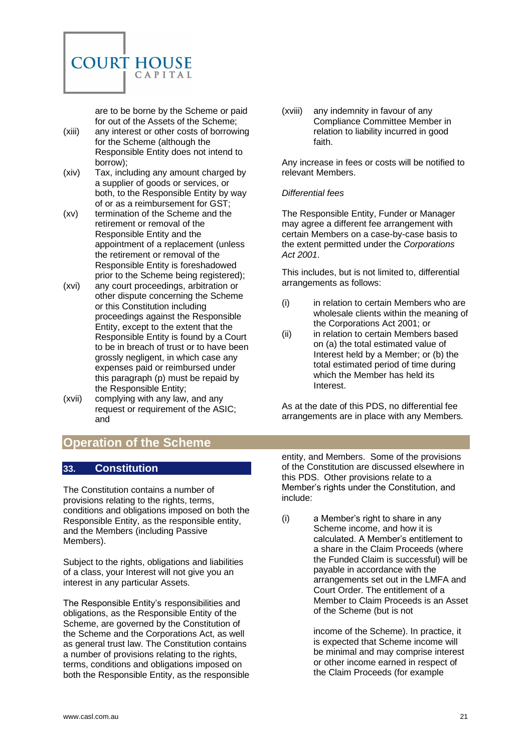are to be borne by the Scheme or paid for out of the Assets of the Scheme;

(xiii) any interest or other costs of borrowing for the Scheme (although the Responsible Entity does not intend to borrow);

(xiv) Tax, including any amount charged by a supplier of goods or services, or both, to the Responsible Entity by way of or as a reimbursement for GST;

(xv) termination of the Scheme and the retirement or removal of the Responsible Entity and the appointment of a replacement (unless the retirement or removal of the Responsible Entity is foreshadowed prior to the Scheme being registered);

(xvi) any court proceedings, arbitration or other dispute concerning the Scheme or this Constitution including proceedings against the Responsible Entity, except to the extent that the Responsible Entity is found by a Court to be in breach of trust or to have been grossly negligent, in which case any expenses paid or reimbursed under this paragraph (p) must be repaid by the Responsible Entity;

(xvii) complying with any law, and any request or requirement of the ASIC; and

(xviii) any indemnity in favour of any Compliance Committee Member in relation to liability incurred in good faith.

Any increase in fees or costs will be notified to relevant Members.

*Differential fees*

The Responsible Entity, Funder or Manager may agree a different fee arrangement with certain Members on a case-by-case basis to the extent permitted under the *Corporations Act 2001*.

This includes, but is not limited to, differential arrangements as follows:

(i) in relation to certain Members who are wholesale clients within the meaning of the Corporations Act 2001; or

(ii) in relation to certain Members based on (a) the total estimated value of Interest held by a Member; or (b) the total estimated period of time during which the Member has held its Interest.

As at the date of this PDS, no differential fee arrangements are in place with any Members.

# Operation of the Scheme

## 33. Constitution

The Constitution contains a number of provisions relating to the rights, terms, conditions and obligations imposed on both the Responsible Entity, as the responsible entity, and the Members (including Passive Members).

Subject to the rights, obligations and liabilities of a class, your Interest will not give you an interest in any particular Assets.

The Responsible Entity's responsibilities and obligations, as the Responsible Entity of the Scheme, are governed by the Constitution of the Scheme and the Corporations Act, as well as general trust law. The Constitution contains a number of provisions relating to the rights, terms, conditions and obligations imposed on both the Responsible Entity, as the responsible entity, and Members. Some of the provisions of the Constitution are discussed elsewhere in this PDS. Other provisions relate to a Member's rights under the Constitution, and include:

(i) a Member's right to share in any Scheme income, and how it is calculated. A Member's entitlement to a share in the Claim Proceeds (where the Funded Claim is successful) will be payable in accordance with the arrangements set out in the LMFA and Court Order. The entitlement of a Member to Claim Proceeds is an Asset of the Scheme (but is not income of the Scheme). In practice, it is expected that Scheme income will be minimal and may comprise interest or other income earned in respect of the Claim Proceeds (for example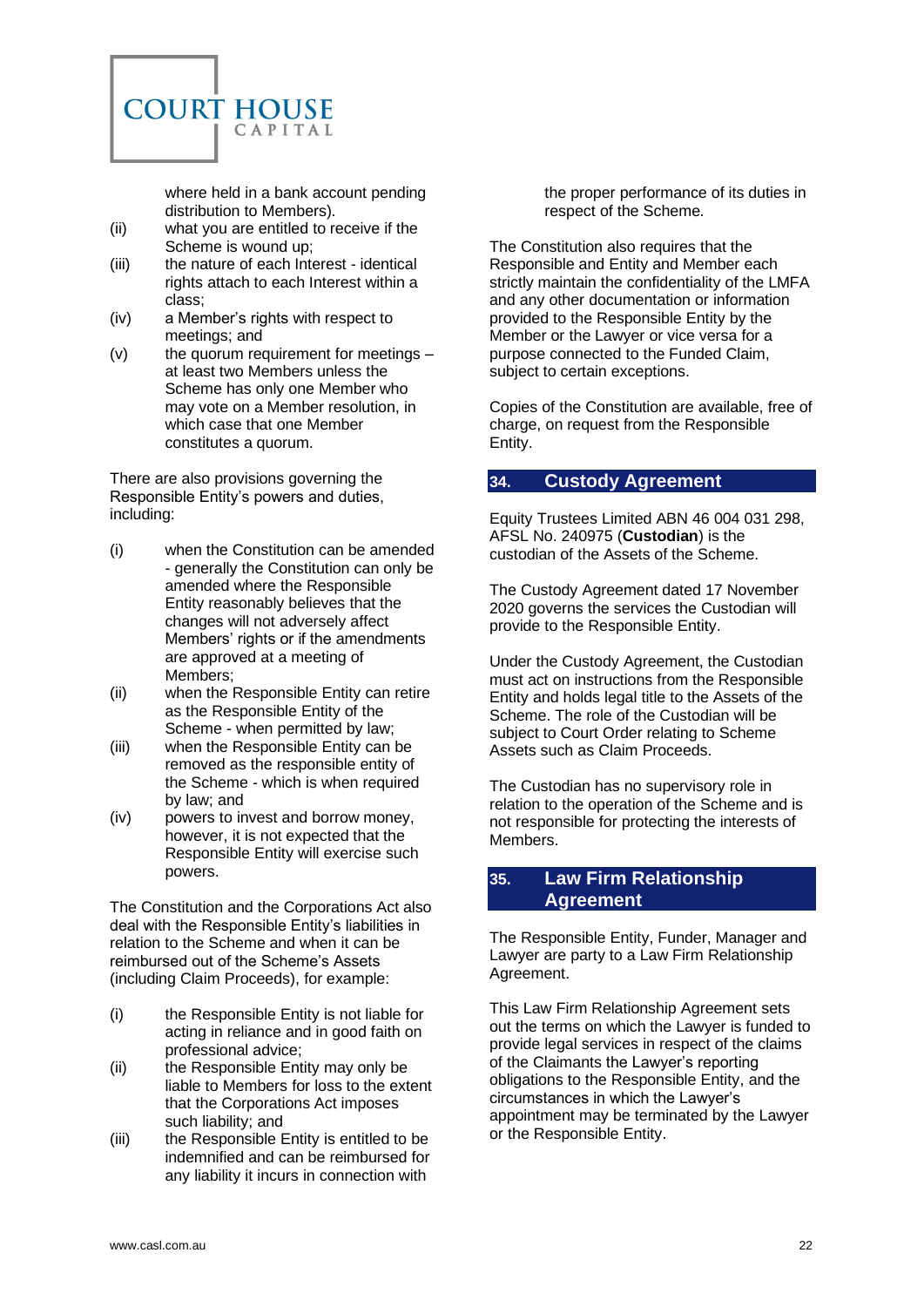where held in a bank account pending distribution to Members).

(ii) what you are entitled to receive if the Scheme is wound up;

(iii) the nature of each Interest - identical rights attach to each Interest within a class;

(iv) a Member's rights with respect to meetings; and

(v) the quorum requirement for meetings – at least two Members unless the Scheme has only one Member who may vote on a Member resolution, in which case that one Member constitutes a quorum.

There are also provisions governing the Responsible Entity's powers and duties, including:

(i) when the Constitution can be amended - generally the Constitution can only be amended where the Responsible Entity reasonably believes that the changes will not adversely affect Members' rights or if the amendments are approved at a meeting of Members;

(ii) when the Responsible Entity can retire as the Responsible Entity of the Scheme - when permitted by law;

(iii) when the Responsible Entity can be removed as the responsible entity of the Scheme - which is when required by law; and

(iv) powers to invest and borrow money, however, it is not expected that the Responsible Entity will exercise such powers.

The Constitution and the Corporations Act also deal with the Responsible Entity's liabilities in relation to the Scheme and when it can be reimbursed out of the Scheme's Assets (including Claim Proceeds), for example:

(i) the Responsible Entity is not liable for acting in reliance and in good faith on professional advice;

(ii) the Responsible Entity may only be liable to Members for loss to the extent that the Corporations Act imposes such liability; and

(iii) the Responsible Entity is entitled to be indemnified and can be reimbursed for any liability it incurs in connection with the proper performance of its duties in respect of the Scheme.

The Constitution also requires that the Responsible and Entity and Member each strictly maintain the confidentiality of the LMFA and any other documentation or information provided to the Responsible Entity by the Member or the Lawyer or vice versa for a purpose connected to the Funded Claim, subject to certain exceptions.

Copies of the Constitution are available, free of charge, on request from the Responsible Entity.

## 34. Custody Agreement

Equity Trustees Limited ABN 46 004 031 298, AFSL No. 240975 (**Custodian**) is the custodian of the Assets of the Scheme.

The Custody Agreement dated 17 November 2020 governs the services the Custodian will provide to the Responsible Entity.

Under the Custody Agreement, the Custodian must act on instructions from the Responsible Entity and holds legal title to the Assets of the Scheme. The role of the Custodian will be subject to Court Order relating to Scheme Assets such as Claim Proceeds.

The Custodian has no supervisory role in relation to the operation of the Scheme and is not responsible for protecting the interests of Members.

## 35. Law Firm Relationship Agreement

The Responsible Entity, Funder, Manager and Lawyer are party to a Law Firm Relationship Agreement.

This Law Firm Relationship Agreement sets out the terms on which the Lawyer is funded to provide legal services in respect of the claims of the Claimants the Lawyer's reporting obligations to the Responsible Entity, and the circumstances in which the Lawyer's appointment may be terminated by the Lawyer or the Responsible Entity.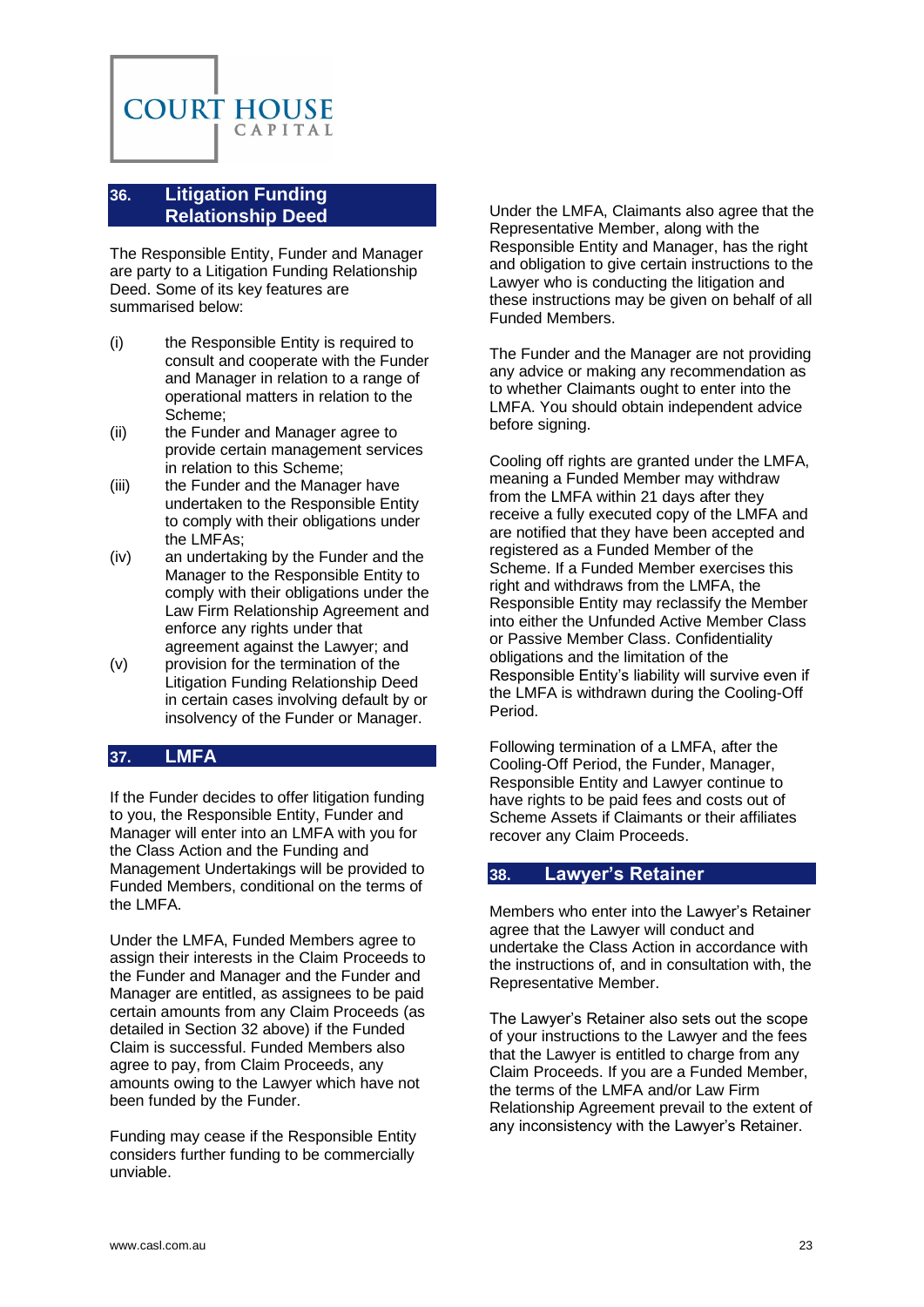## 36. Litigation Funding Relationship Deed

The Responsible Entity, Funder and Manager are party to a Litigation Funding Relationship Deed. Some of its key features are summarised below:

(i) the Responsible Entity is required to consult and cooperate with the Funder and Manager in relation to a range of operational matters in relation to the Scheme;

(ii) the Funder and Manager agree to provide certain management services in relation to this Scheme;

(iii) the Funder and the Manager have undertaken to the Responsible Entity to comply with their obligations under the LMFAs;

(iv) an undertaking by the Funder and the Manager to the Responsible Entity to comply with their obligations under the Law Firm Relationship Agreement and enforce any rights under that agreement against the Lawyer; and

(v) provision for the termination of the Litigation Funding Relationship Deed in certain cases involving default by or insolvency of the Funder or Manager.

## 37. LMFA

If the Funder decides to offer litigation funding to you, the Responsible Entity, Funder and Manager will enter into an LMFA with you for the Class Action and the Funding and Management Undertakings will be provided to Funded Members, conditional on the terms of the LMFA.

Under the LMFA, Funded Members agree to assign their interests in the Claim Proceeds to the Funder and Manager and the Funder and Manager are entitled, as assignees to be paid certain amounts from any Claim Proceeds (as detailed in Section 32 above) if the Funded Claim is successful. Funded Members also agree to pay, from Claim Proceeds, any amounts owing to the Lawyer which have not been funded by the Funder.

Funding may cease if the Responsible Entity considers further funding to be commercially unviable.

Under the LMFA, Claimants also agree that the Representative Member, along with the Responsible Entity and Manager, has the right and obligation to give certain instructions to the Lawyer who is conducting the litigation and these instructions may be given on behalf of all Funded Members.

The Funder and the Manager are not providing any advice or making any recommendation as to whether Claimants ought to enter into the LMFA. You should obtain independent advice before signing.

Cooling off rights are granted under the LMFA, meaning a Funded Member may withdraw from the LMFA within 21 days after they receive a fully executed copy of the LMFA and are notified that they have been accepted and registered as a Funded Member of the Scheme. If a Funded Member exercises this right and withdraws from the LMFA, the Responsible Entity may reclassify the Member into either the Unfunded Active Member Class or Passive Member Class. Confidentiality obligations and the limitation of the Responsible Entity's liability will survive even if the LMFA is withdrawn during the Cooling-Off Period.

Following termination of a LMFA, after the Cooling-Off Period, the Funder, Manager, Responsible Entity and Lawyer continue to have rights to be paid fees and costs out of Scheme Assets if Claimants or their affiliates recover any Claim Proceeds.

## 38. Lawyer's Retainer

Members who enter into the Lawyer's Retainer agree that the Lawyer will conduct and undertake the Class Action in accordance with the instructions of, and in consultation with, the Representative Member.

The Lawyer's Retainer also sets out the scope of your instructions to the Lawyer and the fees that the Lawyer is entitled to charge from any Claim Proceeds. If you are a Funded Member, the terms of the LMFA and/or Law Firm Relationship Agreement prevail to the extent of any inconsistency with the Lawyer's Retainer.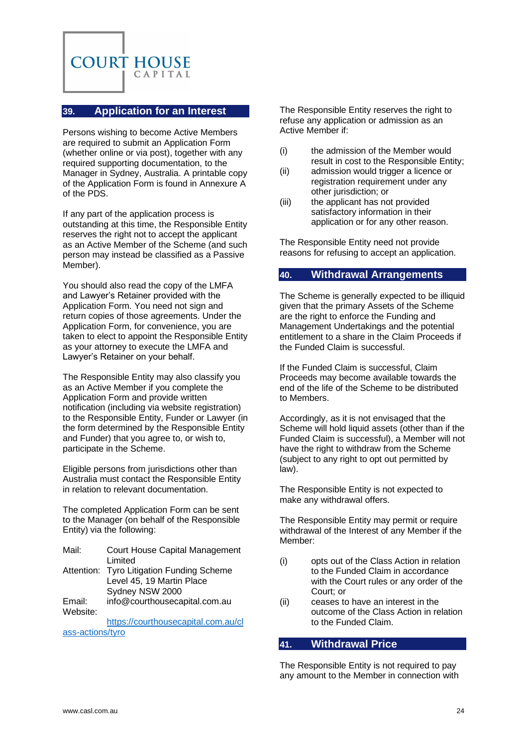## 39. Application for an Interest

Persons wishing to become Active Members are required to submit an Application Form (whether online or via post), together with any required supporting documentation, to the Manager in Sydney, Australia. A printable copy of the Application Form is found in Annexure A of the PDS.

If any part of the application process is outstanding at this time, the Responsible Entity reserves the right not to accept the applicant as an Active Member of the Scheme (and such person may instead be classified as a Passive Member).

You should also read the copy of the LMFA and Lawyer's Retainer provided with the Application Form. You need not sign and return copies of those agreements. Under the Application Form, for convenience, you are taken to elect to appoint the Responsible Entity as your attorney to execute the LMFA and Lawyer's Retainer on your behalf.

The Responsible Entity may also classify you as an Active Member if you complete the Application Form and provide written notification (including via website registration) to the Responsible Entity, Funder or Lawyer (in the form determined by the Responsible Entity and Funder) that you agree to, or wish to, participate in the Scheme.

Eligible persons from jurisdictions other than Australia must contact the Responsible Entity in relation to relevant documentation.

The completed Application Form can be sent to the Manager (on behalf of the Responsible Entity) via the following:

Mail: Court House Capital Management Limited
Attention: Tyro Litigation Funding Scheme
Level 45, 19 Martin Place
Sydney NSW 2000
Email: info@courthousecapital.com.au
Website: https://courthousecapital.com.au/class-actions/tyro

The Responsible Entity reserves the right to refuse any application or admission as an Active Member if:

(i) the admission of the Member would result in cost to the Responsible Entity;
(ii) admission would trigger a licence or registration requirement under any other jurisdiction; or
(iii) the applicant has not provided satisfactory information in their application or for any other reason.

The Responsible Entity need not provide reasons for refusing to accept an application.

## 40. Withdrawal Arrangements

The Scheme is generally expected to be illiquid given that the primary Assets of the Scheme are the right to enforce the Funding and Management Undertakings and the potential entitlement to a share in the Claim Proceeds if the Funded Claim is successful.

If the Funded Claim is successful, Claim Proceeds may become available towards the end of the life of the Scheme to be distributed to Members.

Accordingly, as it is not envisaged that the Scheme will hold liquid assets (other than if the Funded Claim is successful), a Member will not have the right to withdraw from the Scheme (subject to any right to opt out permitted by law).

The Responsible Entity is not expected to make any withdrawal offers.

The Responsible Entity may permit or require withdrawal of the Interest of any Member if the Member:

(i) opts out of the Class Action in relation to the Funded Claim in accordance with the Court rules or any order of the Court; or
(ii) ceases to have an interest in the outcome of the Class Action in relation to the Funded Claim.

## 41. Withdrawal Price

The Responsible Entity is not required to pay any amount to the Member in connection with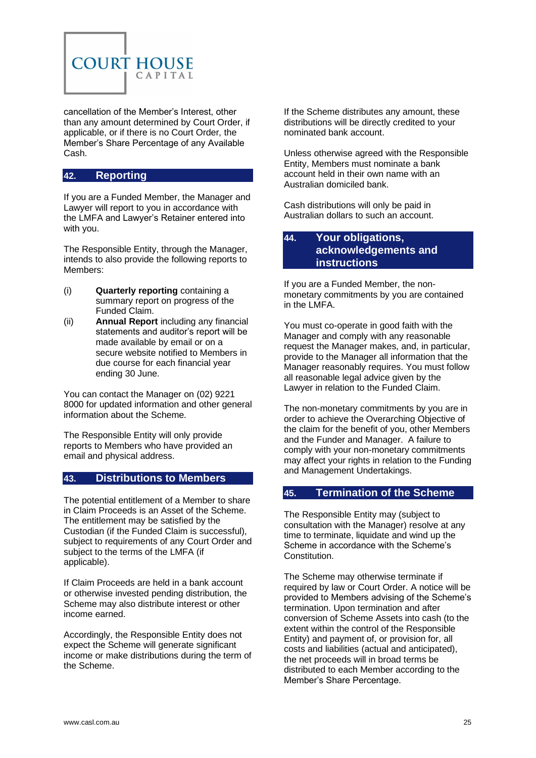cancellation of the Member's Interest, other than any amount determined by Court Order, if applicable, or if there is no Court Order, the Member's Share Percentage of any Available Cash.

## 42. Reporting

If you are a Funded Member, the Manager and Lawyer will report to you in accordance with the LMFA and Lawyer's Retainer entered into with you.

The Responsible Entity, through the Manager, intends to also provide the following reports to Members:

(i) **Quarterly reporting** containing a summary report on progress of the Funded Claim.

(ii) **Annual Report** including any financial statements and auditor's report will be made available by email or on a secure website notified to Members in due course for each financial year ending 30 June.

You can contact the Manager on (02) 9221 8000 for updated information and other general information about the Scheme.

The Responsible Entity will only provide reports to Members who have provided an email and physical address.

## 43. Distributions to Members

The potential entitlement of a Member to share in Claim Proceeds is an Asset of the Scheme. The entitlement may be satisfied by the Custodian (if the Funded Claim is successful), subject to requirements of any Court Order and subject to the terms of the LMFA (if applicable).

If Claim Proceeds are held in a bank account or otherwise invested pending distribution, the Scheme may also distribute interest or other income earned.

Accordingly, the Responsible Entity does not expect the Scheme will generate significant income or make distributions during the term of the Scheme.

If the Scheme distributes any amount, these distributions will be directly credited to your nominated bank account.

Unless otherwise agreed with the Responsible Entity, Members must nominate a bank account held in their own name with an Australian domiciled bank.

Cash distributions will only be paid in Australian dollars to such an account.

## 44. Your obligations, acknowledgements and instructions

If you are a Funded Member, the non-monetary commitments by you are contained in the LMFA.

You must co-operate in good faith with the Manager and comply with any reasonable request the Manager makes, and, in particular, provide to the Manager all information that the Manager reasonably requires. You must follow all reasonable legal advice given by the Lawyer in relation to the Funded Claim.

The non-monetary commitments by you are in order to achieve the Overarching Objective of the claim for the benefit of you, other Members and the Funder and Manager. A failure to comply with your non-monetary commitments may affect your rights in relation to the Funding and Management Undertakings.

## 45. Termination of the Scheme

The Responsible Entity may (subject to consultation with the Manager) resolve at any time to terminate, liquidate and wind up the Scheme in accordance with the Scheme's Constitution.

The Scheme may otherwise terminate if required by law or Court Order. A notice will be provided to Members advising of the Scheme's termination. Upon termination and after conversion of Scheme Assets into cash (to the extent within the control of the Responsible Entity) and payment of, or provision for, all costs and liabilities (actual and anticipated), the net proceeds will in broad terms be distributed to each Member according to the Member's Share Percentage.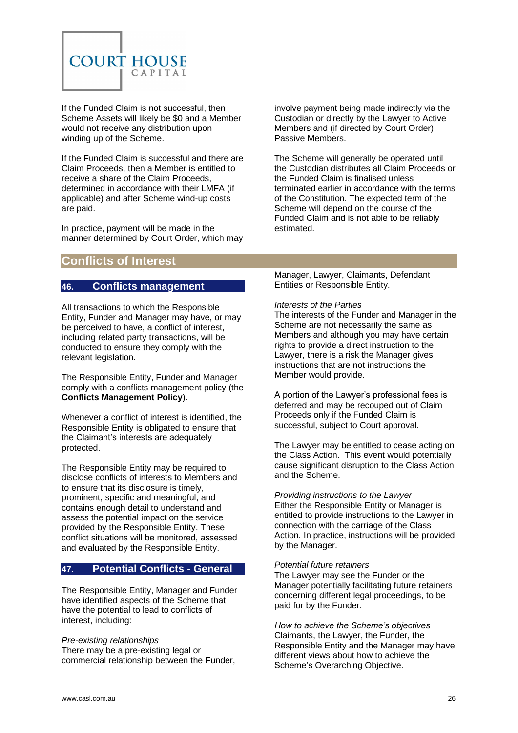If the Funded Claim is not successful, then Scheme Assets will likely be $0 and a Member would not receive any distribution upon winding up of the Scheme.

If the Funded Claim is successful and there are Claim Proceeds, then a Member is entitled to receive a share of the Claim Proceeds, determined in accordance with their LMFA (if applicable) and after Scheme wind-up costs are paid.

In practice, payment will be made in the manner determined by Court Order, which may involve payment being made indirectly via the Custodian or directly by the Lawyer to Active Members and (if directed by Court Order) Passive Members.

The Scheme will generally be operated until the Custodian distributes all Claim Proceeds or the Funded Claim is finalised unless terminated earlier in accordance with the terms of the Constitution. The expected term of the Scheme will depend on the course of the Funded Claim and is not able to be reliably estimated.

# Conflicts of Interest

## 46. Conflicts management

All transactions to which the Responsible Entity, Funder and Manager may have, or may be perceived to have, a conflict of interest, including related party transactions, will be conducted to ensure they comply with the relevant legislation.

The Responsible Entity, Funder and Manager comply with a conflicts management policy (the **Conflicts Management Policy**).

Whenever a conflict of interest is identified, the Responsible Entity is obligated to ensure that the Claimant's interests are adequately protected.

The Responsible Entity may be required to disclose conflicts of interests to Members and to ensure that its disclosure is timely, prominent, specific and meaningful, and contains enough detail to understand and assess the potential impact on the service provided by the Responsible Entity. These conflict situations will be monitored, assessed and evaluated by the Responsible Entity.

## 47. Potential Conflicts - General

The Responsible Entity, Manager and Funder have identified aspects of the Scheme that have the potential to lead to conflicts of interest, including:

*Pre-existing relationships*
There may be a pre-existing legal or commercial relationship between the Funder, Manager, Lawyer, Claimants, Defendant Entities or Responsible Entity.

*Interests of the Parties*
The interests of the Funder and Manager in the Scheme are not necessarily the same as Members and although you may have certain rights to provide a direct instruction to the Lawyer, there is a risk the Manager gives instructions that are not instructions the Member would provide.

A portion of the Lawyer's professional fees is deferred and may be recouped out of Claim Proceeds only if the Funded Claim is successful, subject to Court approval.

The Lawyer may be entitled to cease acting on the Class Action. This event would potentially cause significant disruption to the Class Action and the Scheme.

*Providing instructions to the Lawyer*
Either the Responsible Entity or Manager is entitled to provide instructions to the Lawyer in connection with the carriage of the Class Action. In practice, instructions will be provided by the Manager.

*Potential future retainers*
The Lawyer may see the Funder or the Manager potentially facilitating future retainers concerning different legal proceedings, to be paid for by the Funder.

*How to achieve the Scheme's objectives*
Claimants, the Lawyer, the Funder, the Responsible Entity and the Manager may have different views about how to achieve the Scheme's Overarching Objective.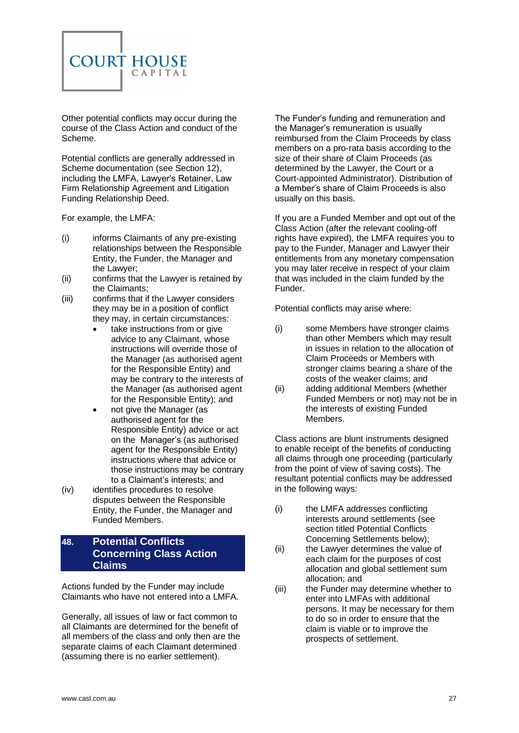Other potential conflicts may occur during the course of the Class Action and conduct of the Scheme.

Potential conflicts are generally addressed in Scheme documentation (see Section 12), including the LMFA, Lawyer's Retainer, Law Firm Relationship Agreement and Litigation Funding Relationship Deed.

For example, the LMFA:

(i) informs Claimants of any pre-existing relationships between the Responsible Entity, the Funder, the Manager and the Lawyer;
(ii) confirms that the Lawyer is retained by the Claimants;
(iii) confirms that if the Lawyer considers they may be in a position of conflict they may, in certain circumstances:
    - take instructions from or give advice to any Claimant, whose instructions will override those of the Manager (as authorised agent for the Responsible Entity) and may be contrary to the interests of the Manager (as authorised agent for the Responsible Entity); and
    - not give the Manager (as authorised agent for the Responsible Entity) advice or act on the Manager's (as authorised agent for the Responsible Entity) instructions where that advice or those instructions may be contrary to a Claimant's interests; and
(iv) identifies procedures to resolve disputes between the Responsible Entity, the Funder, the Manager and Funded Members.

## 48. Potential Conflicts Concerning Class Action Claims

Actions funded by the Funder may include Claimants who have not entered into a LMFA.

Generally, all issues of law or fact common to all Claimants are determined for the benefit of all members of the class and only then are the separate claims of each Claimant determined (assuming there is no earlier settlement).

The Funder's funding and remuneration and the Manager's remuneration is usually reimbursed from the Claim Proceeds by class members on a pro-rata basis according to the size of their share of Claim Proceeds (as determined by the Lawyer, the Court or a Court-appointed Administrator). Distribution of a Member's share of Claim Proceeds is also usually on this basis.

If you are a Funded Member and opt out of the Class Action (after the relevant cooling-off rights have expired), the LMFA requires you to pay to the Funder, Manager and Lawyer their entitlements from any monetary compensation you may later receive in respect of your claim that was included in the claim funded by the Funder.

Potential conflicts may arise where:

(i) some Members have stronger claims than other Members which may result in issues in relation to the allocation of Claim Proceeds or Members with stronger claims bearing a share of the costs of the weaker claims; and
(ii) adding additional Members (whether Funded Members or not) may not be in the interests of existing Funded Members.

Class actions are blunt instruments designed to enable receipt of the benefits of conducting all claims through one proceeding (particularly from the point of view of saving costs). The resultant potential conflicts may be addressed in the following ways:

(i) the LMFA addresses conflicting interests around settlements (see section titled Potential Conflicts Concerning Settlements below);
(ii) the Lawyer determines the value of each claim for the purposes of cost allocation and global settlement sum allocation; and
(iii) the Funder may determine whether to enter into LMFAs with additional persons. It may be necessary for them to do so in order to ensure that the claim is viable or to improve the prospects of settlement.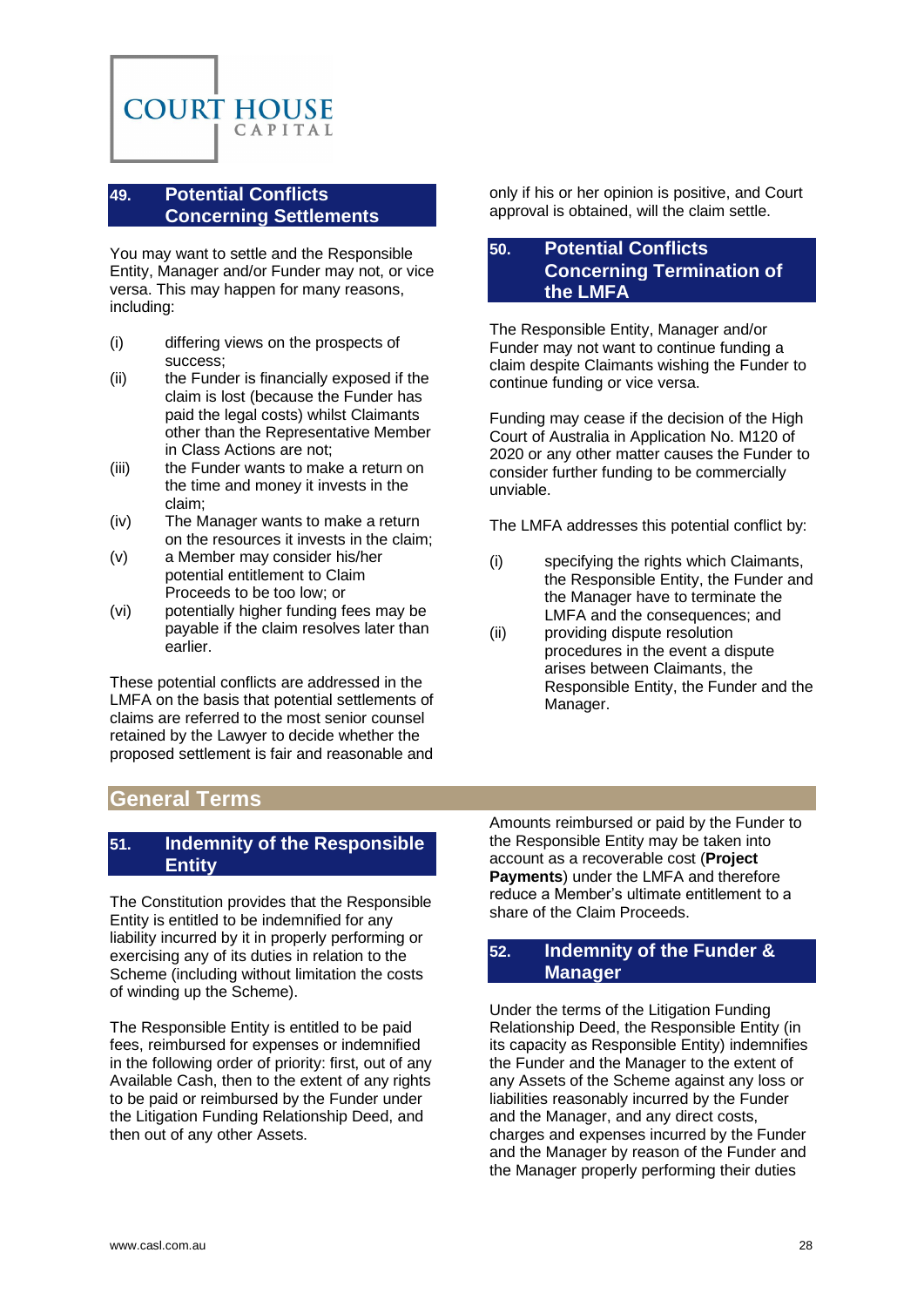## 49. Potential Conflicts Concerning Settlements

You may want to settle and the Responsible Entity, Manager and/or Funder may not, or vice versa. This may happen for many reasons, including:

(i) differing views on the prospects of success;

(ii) the Funder is financially exposed if the claim is lost (because the Funder has paid the legal costs) whilst Claimants other than the Representative Member in Class Actions are not;

(iii) the Funder wants to make a return on the time and money it invests in the claim;

(iv) The Manager wants to make a return on the resources it invests in the claim;

(v) a Member may consider his/her potential entitlement to Claim Proceeds to be too low; or

(vi) potentially higher funding fees may be payable if the claim resolves later than earlier.

These potential conflicts are addressed in the LMFA on the basis that potential settlements of claims are referred to the most senior counsel retained by the Lawyer to decide whether the proposed settlement is fair and reasonable and only if his or her opinion is positive, and Court approval is obtained, will the claim settle.

## 50. Potential Conflicts Concerning Termination of the LMFA

The Responsible Entity, Manager and/or Funder may not want to continue funding a claim despite Claimants wishing the Funder to continue funding or vice versa.

Funding may cease if the decision of the High Court of Australia in Application No. M120 of 2020 or any other matter causes the Funder to consider further funding to be commercially unviable.

The LMFA addresses this potential conflict by:

(i) specifying the rights which Claimants, the Responsible Entity, the Funder and the Manager have to terminate the LMFA and the consequences; and

(ii) providing dispute resolution procedures in the event a dispute arises between Claimants, the Responsible Entity, the Funder and the Manager.

# General Terms

## 51. Indemnity of the Responsible Entity

The Constitution provides that the Responsible Entity is entitled to be indemnified for any liability incurred by it in properly performing or exercising any of its duties in relation to the Scheme (including without limitation the costs of winding up the Scheme).

The Responsible Entity is entitled to be paid fees, reimbursed for expenses or indemnified in the following order of priority: first, out of any Available Cash, then to the extent of any rights to be paid or reimbursed by the Funder under the Litigation Funding Relationship Deed, and then out of any other Assets.

Amounts reimbursed or paid by the Funder to the Responsible Entity may be taken into account as a recoverable cost (**Project Payments**) under the LMFA and therefore reduce a Member's ultimate entitlement to a share of the Claim Proceeds.

## 52. Indemnity of the Funder & Manager

Under the terms of the Litigation Funding Relationship Deed, the Responsible Entity (in its capacity as Responsible Entity) indemnifies the Funder and the Manager to the extent of any Assets of the Scheme against any loss or liabilities reasonably incurred by the Funder and the Manager, and any direct costs, charges and expenses incurred by the Funder and the Manager by reason of the Funder and the Manager properly performing their duties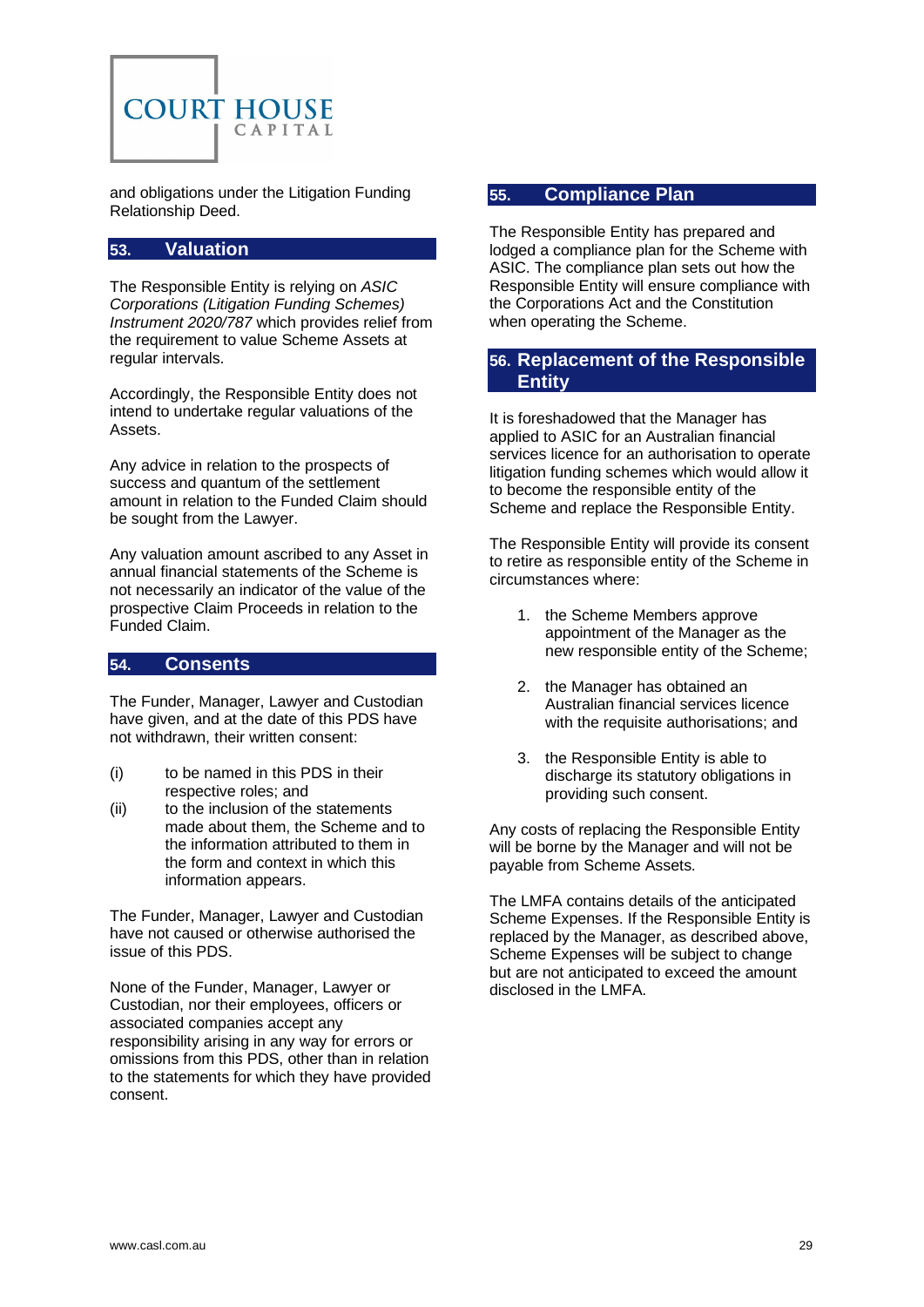and obligations under the Litigation Funding Relationship Deed.

## 53. Valuation

The Responsible Entity is relying on *ASIC Corporations (Litigation Funding Schemes) Instrument 2020/787* which provides relief from the requirement to value Scheme Assets at regular intervals.

Accordingly, the Responsible Entity does not intend to undertake regular valuations of the Assets.

Any advice in relation to the prospects of success and quantum of the settlement amount in relation to the Funded Claim should be sought from the Lawyer.

Any valuation amount ascribed to any Asset in annual financial statements of the Scheme is not necessarily an indicator of the value of the prospective Claim Proceeds in relation to the Funded Claim.

## 54. Consents

The Funder, Manager, Lawyer and Custodian have given, and at the date of this PDS have not withdrawn, their written consent:

(i) to be named in this PDS in their respective roles; and

(ii) to the inclusion of the statements made about them, the Scheme and to the information attributed to them in the form and context in which this information appears.

The Funder, Manager, Lawyer and Custodian have not caused or otherwise authorised the issue of this PDS.

None of the Funder, Manager, Lawyer or Custodian, nor their employees, officers or associated companies accept any responsibility arising in any way for errors or omissions from this PDS, other than in relation to the statements for which they have provided consent.

## 55. Compliance Plan

The Responsible Entity has prepared and lodged a compliance plan for the Scheme with ASIC. The compliance plan sets out how the Responsible Entity will ensure compliance with the Corporations Act and the Constitution when operating the Scheme.

## 56. Replacement of the Responsible Entity

It is foreshadowed that the Manager has applied to ASIC for an Australian financial services licence for an authorisation to operate litigation funding schemes which would allow it to become the responsible entity of the Scheme and replace the Responsible Entity.

The Responsible Entity will provide its consent to retire as responsible entity of the Scheme in circumstances where:

1. the Scheme Members approve appointment of the Manager as the new responsible entity of the Scheme;
2. the Manager has obtained an Australian financial services licence with the requisite authorisations; and
3. the Responsible Entity is able to discharge its statutory obligations in providing such consent.

Any costs of replacing the Responsible Entity will be borne by the Manager and will not be payable from Scheme Assets.

The LMFA contains details of the anticipated Scheme Expenses. If the Responsible Entity is replaced by the Manager, as described above, Scheme Expenses will be subject to change but are not anticipated to exceed the amount disclosed in the LMFA.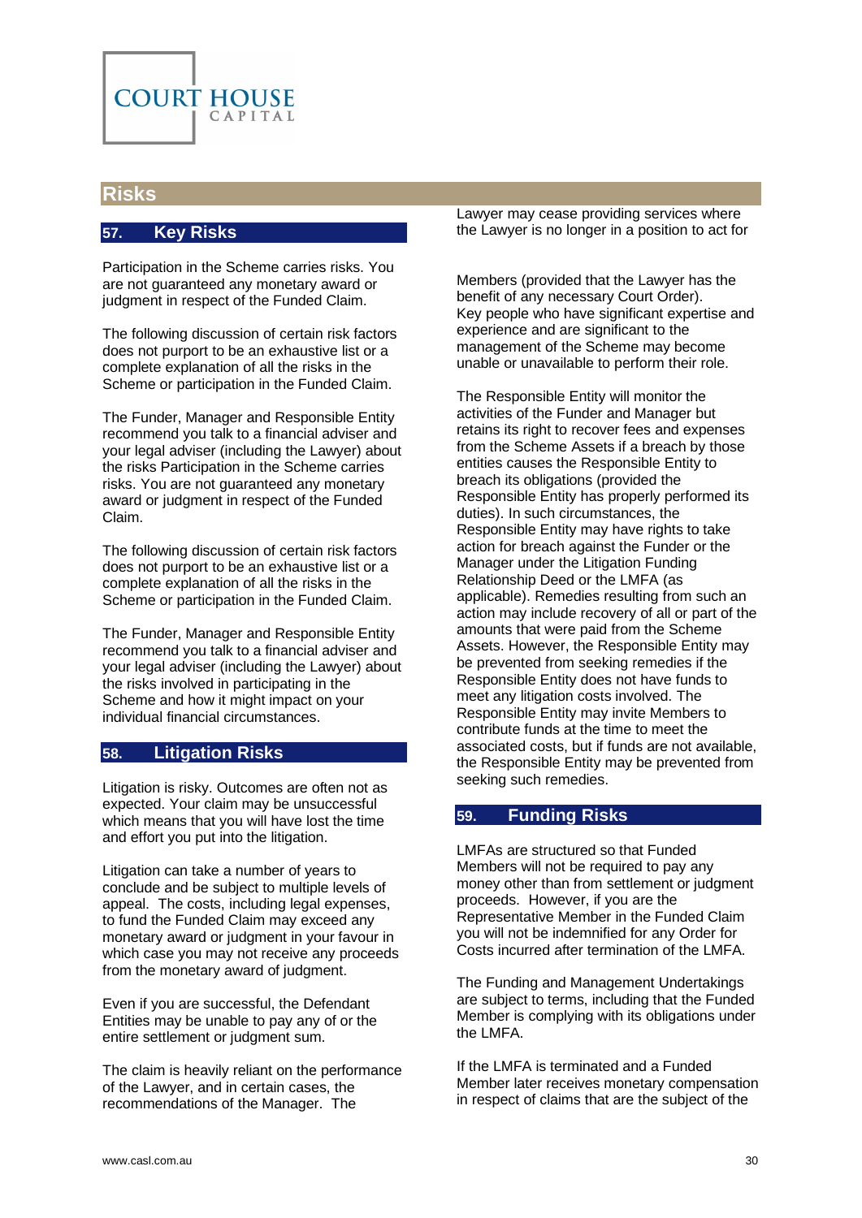# Risks

## 57. Key Risks

Participation in the Scheme carries risks. You are not guaranteed any monetary award or judgment in respect of the Funded Claim.

The following discussion of certain risk factors does not purport to be an exhaustive list or a complete explanation of all the risks in the Scheme or participation in the Funded Claim.

The Funder, Manager and Responsible Entity recommend you talk to a financial adviser and your legal adviser (including the Lawyer) about the risks Participation in the Scheme carries risks. You are not guaranteed any monetary award or judgment in respect of the Funded Claim.

The following discussion of certain risk factors does not purport to be an exhaustive list or a complete explanation of all the risks in the Scheme or participation in the Funded Claim.

The Funder, Manager and Responsible Entity recommend you talk to a financial adviser and your legal adviser (including the Lawyer) about the risks involved in participating in the Scheme and how it might impact on your individual financial circumstances.

## 58. Litigation Risks

Litigation is risky. Outcomes are often not as expected. Your claim may be unsuccessful which means that you will have lost the time and effort you put into the litigation.

Litigation can take a number of years to conclude and be subject to multiple levels of appeal. The costs, including legal expenses, to fund the Funded Claim may exceed any monetary award or judgment in your favour in which case you may not receive any proceeds from the monetary award of judgment.

Even if you are successful, the Defendant Entities may be unable to pay any of or the entire settlement or judgment sum.

The claim is heavily reliant on the performance of the Lawyer, and in certain cases, the recommendations of the Manager. The Lawyer may cease providing services where the Lawyer is no longer in a position to act for

Members (provided that the Lawyer has the benefit of any necessary Court Order). Key people who have significant expertise and experience and are significant to the management of the Scheme may become unable or unavailable to perform their role.

The Responsible Entity will monitor the activities of the Funder and Manager but retains its right to recover fees and expenses from the Scheme Assets if a breach by those entities causes the Responsible Entity to breach its obligations (provided the Responsible Entity has properly performed its duties). In such circumstances, the Responsible Entity may have rights to take action for breach against the Funder or the Manager under the Litigation Funding Relationship Deed or the LMFA (as applicable). Remedies resulting from such an action may include recovery of all or part of the amounts that were paid from the Scheme Assets. However, the Responsible Entity may be prevented from seeking remedies if the Responsible Entity does not have funds to meet any litigation costs involved. The Responsible Entity may invite Members to contribute funds at the time to meet the associated costs, but if funds are not available, the Responsible Entity may be prevented from seeking such remedies.

## 59. Funding Risks

LMFAs are structured so that Funded Members will not be required to pay any money other than from settlement or judgment proceeds. However, if you are the Representative Member in the Funded Claim you will not be indemnified for any Order for Costs incurred after termination of the LMFA.

The Funding and Management Undertakings are subject to terms, including that the Funded Member is complying with its obligations under the LMFA.

If the LMFA is terminated and a Funded Member later receives monetary compensation in respect of claims that are the subject of the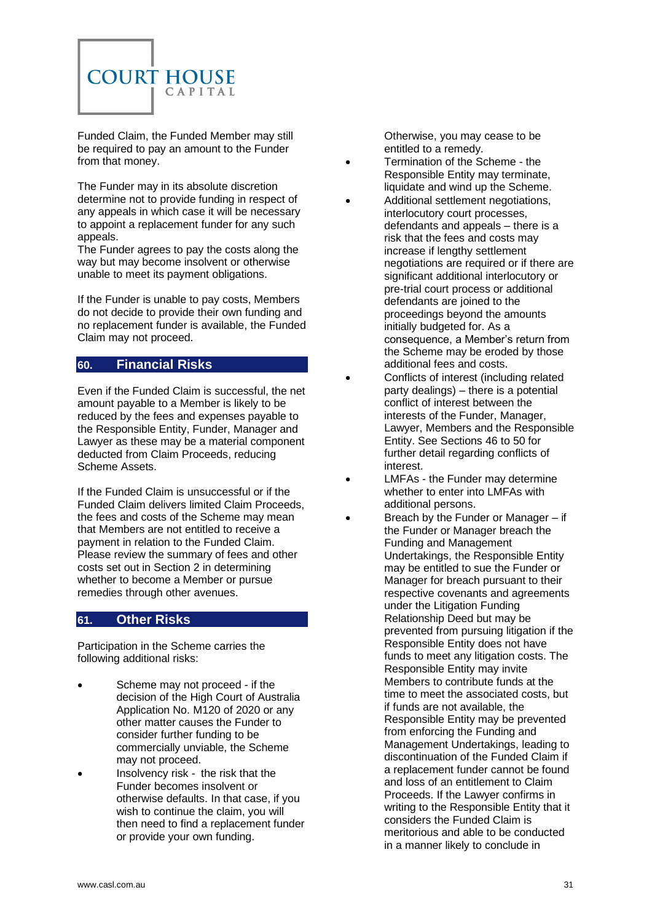Funded Claim, the Funded Member may still be required to pay an amount to the Funder from that money.

The Funder may in its absolute discretion determine not to provide funding in respect of any appeals in which case it will be necessary to appoint a replacement funder for any such appeals.
The Funder agrees to pay the costs along the way but may become insolvent or otherwise unable to meet its payment obligations.

If the Funder is unable to pay costs, Members do not decide to provide their own funding and no replacement funder is available, the Funded Claim may not proceed.

## 60. Financial Risks

Even if the Funded Claim is successful, the net amount payable to a Member is likely to be reduced by the fees and expenses payable to the Responsible Entity, Funder, Manager and Lawyer as these may be a material component deducted from Claim Proceeds, reducing Scheme Assets.

If the Funded Claim is unsuccessful or if the Funded Claim delivers limited Claim Proceeds, the fees and costs of the Scheme may mean that Members are not entitled to receive a payment in relation to the Funded Claim. Please review the summary of fees and other costs set out in Section 2 in determining whether to become a Member or pursue remedies through other avenues.

## 61. Other Risks

Participation in the Scheme carries the following additional risks:

- Scheme may not proceed - if the decision of the High Court of Australia Application No. M120 of 2020 or any other matter causes the Funder to consider further funding to be commercially unviable, the Scheme may not proceed.
- Insolvency risk - the risk that the Funder becomes insolvent or otherwise defaults. In that case, if you wish to continue the claim, you will then need to find a replacement funder or provide your own funding. Otherwise, you may cease to be entitled to a remedy.
- Termination of the Scheme - the Responsible Entity may terminate, liquidate and wind up the Scheme.
- Additional settlement negotiations, interlocutory court processes, defendants and appeals – there is a risk that the fees and costs may increase if lengthy settlement negotiations are required or if there are significant additional interlocutory or pre-trial court process or additional defendants are joined to the proceedings beyond the amounts initially budgeted for. As a consequence, a Member's return from the Scheme may be eroded by those additional fees and costs.
- Conflicts of interest (including related party dealings) – there is a potential conflict of interest between the interests of the Funder, Manager, Lawyer, Members and the Responsible Entity. See Sections 46 to 50 for further detail regarding conflicts of interest.
- LMFAs - the Funder may determine whether to enter into LMFAs with additional persons.
- Breach by the Funder or Manager – if the Funder or Manager breach the Funding and Management Undertakings, the Responsible Entity may be entitled to sue the Funder or Manager for breach pursuant to their respective covenants and agreements under the Litigation Funding Relationship Deed but may be prevented from pursuing litigation if the Responsible Entity does not have funds to meet any litigation costs. The Responsible Entity may invite Members to contribute funds at the time to meet the associated costs, but if funds are not available, the Responsible Entity may be prevented from enforcing the Funding and Management Undertakings, leading to discontinuation of the Funded Claim if a replacement funder cannot be found and loss of an entitlement to Claim Proceeds. If the Lawyer confirms in writing to the Responsible Entity that it considers the Funded Claim is meritorious and able to be conducted in a manner likely to conclude in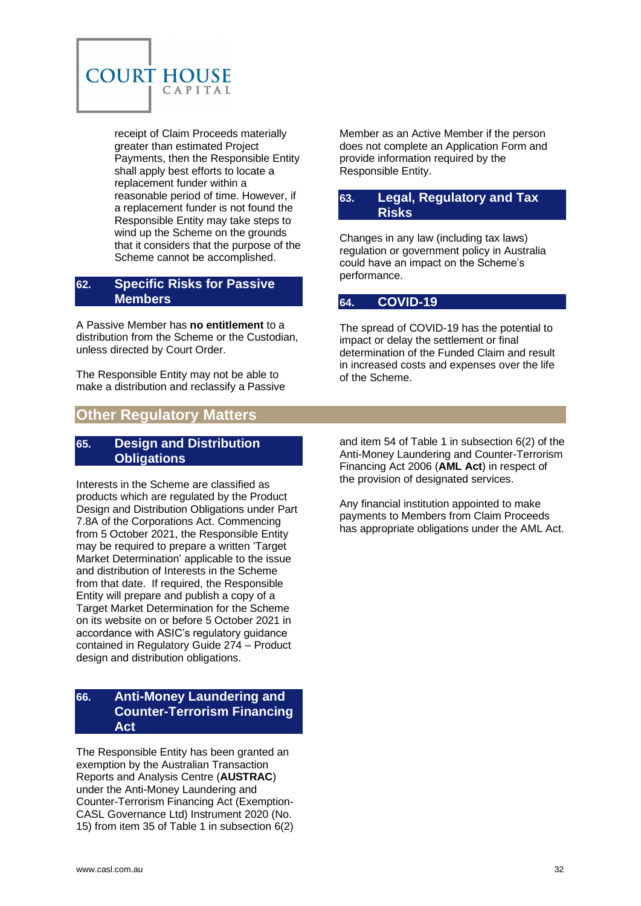receipt of Claim Proceeds materially greater than estimated Project Payments, then the Responsible Entity shall apply best efforts to locate a replacement funder within a reasonable period of time. However, if a replacement funder is not found the Responsible Entity may take steps to wind up the Scheme on the grounds that it considers that the purpose of the Scheme cannot be accomplished.

## 62. Specific Risks for Passive Members

A Passive Member has **no entitlement** to a distribution from the Scheme or the Custodian, unless directed by Court Order.

The Responsible Entity may not be able to make a distribution and reclassify a Passive Member as an Active Member if the person does not complete an Application Form and provide information required by the Responsible Entity.

## 63. Legal, Regulatory and Tax Risks

Changes in any law (including tax laws) regulation or government policy in Australia could have an impact on the Scheme's performance.

## 64. COVID-19

The spread of COVID-19 has the potential to impact or delay the settlement or final determination of the Funded Claim and result in increased costs and expenses over the life of the Scheme.

# Other Regulatory Matters

## 65. Design and Distribution Obligations

Interests in the Scheme are classified as products which are regulated by the Product Design and Distribution Obligations under Part 7.8A of the Corporations Act. Commencing from 5 October 2021, the Responsible Entity may be required to prepare a written 'Target Market Determination' applicable to the issue and distribution of Interests in the Scheme from that date. If required, the Responsible Entity will prepare and publish a copy of a Target Market Determination for the Scheme on its website on or before 5 October 2021 in accordance with ASIC's regulatory guidance contained in Regulatory Guide 274 – Product design and distribution obligations.

## 66. Anti-Money Laundering and Counter-Terrorism Financing Act

The Responsible Entity has been granted an exemption by the Australian Transaction Reports and Analysis Centre (**AUSTRAC**) under the Anti-Money Laundering and Counter-Terrorism Financing Act (Exemption-CASL Governance Ltd) Instrument 2020 (No. 15) from item 35 of Table 1 in subsection 6(2) and item 54 of Table 1 in subsection 6(2) of the Anti-Money Laundering and Counter-Terrorism Financing Act 2006 (**AML Act**) in respect of the provision of designated services.

Any financial institution appointed to make payments to Members from Claim Proceeds has appropriate obligations under the AML Act.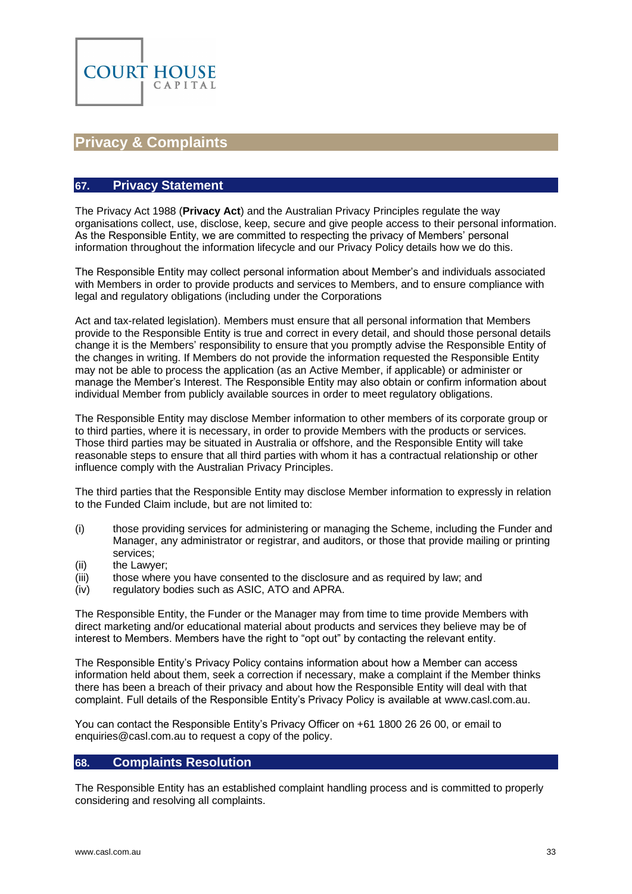# Privacy & Complaints

## 67. Privacy Statement

The Privacy Act 1988 (**Privacy Act**) and the Australian Privacy Principles regulate the way organisations collect, use, disclose, keep, secure and give people access to their personal information. As the Responsible Entity, we are committed to respecting the privacy of Members' personal information throughout the information lifecycle and our Privacy Policy details how we do this.

The Responsible Entity may collect personal information about Member's and individuals associated with Members in order to provide products and services to Members, and to ensure compliance with legal and regulatory obligations (including under the Corporations

Act and tax-related legislation). Members must ensure that all personal information that Members provide to the Responsible Entity is true and correct in every detail, and should those personal details change it is the Members' responsibility to ensure that you promptly advise the Responsible Entity of the changes in writing. If Members do not provide the information requested the Responsible Entity may not be able to process the application (as an Active Member, if applicable) or administer or manage the Member's Interest. The Responsible Entity may also obtain or confirm information about individual Member from publicly available sources in order to meet regulatory obligations.

The Responsible Entity may disclose Member information to other members of its corporate group or to third parties, where it is necessary, in order to provide Members with the products or services. Those third parties may be situated in Australia or offshore, and the Responsible Entity will take reasonable steps to ensure that all third parties with whom it has a contractual relationship or other influence comply with the Australian Privacy Principles.

The third parties that the Responsible Entity may disclose Member information to expressly in relation to the Funded Claim include, but are not limited to:

(i) those providing services for administering or managing the Scheme, including the Funder and Manager, any administrator or registrar, and auditors, or those that provide mailing or printing services;
(ii) the Lawyer;
(iii) those where you have consented to the disclosure and as required by law; and
(iv) regulatory bodies such as ASIC, ATO and APRA.

The Responsible Entity, the Funder or the Manager may from time to time provide Members with direct marketing and/or educational material about products and services they believe may be of interest to Members. Members have the right to "opt out" by contacting the relevant entity.

The Responsible Entity's Privacy Policy contains information about how a Member can access information held about them, seek a correction if necessary, make a complaint if the Member thinks there has been a breach of their privacy and about how the Responsible Entity will deal with that complaint. Full details of the Responsible Entity's Privacy Policy is available at www.casl.com.au.

You can contact the Responsible Entity's Privacy Officer on +61 1800 26 26 00, or email to enquiries@casl.com.au to request a copy of the policy.

## 68. Complaints Resolution

The Responsible Entity has an established complaint handling process and is committed to properly considering and resolving all complaints.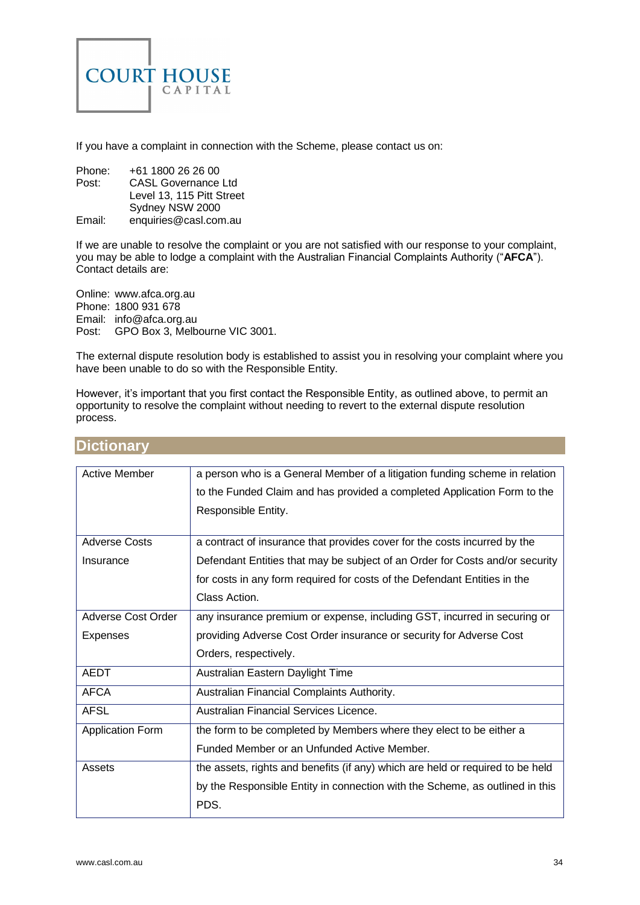If you have a complaint in connection with the Scheme, please contact us on:

Phone: +61 1800 26 26 00
Post: CASL Governance Ltd
Level 13, 115 Pitt Street
Sydney NSW 2000
Email: enquiries@casl.com.au

If we are unable to resolve the complaint or you are not satisfied with our response to your complaint, you may be able to lodge a complaint with the Australian Financial Complaints Authority ("**AFCA**"). Contact details are:

Online: www.afca.org.au
Phone: 1800 931 678
Email: info@afca.org.au
Post: GPO Box 3, Melbourne VIC 3001.

The external dispute resolution body is established to assist you in resolving your complaint where you have been unable to do so with the Responsible Entity.

However, it's important that you first contact the Responsible Entity, as outlined above, to permit an opportunity to resolve the complaint without needing to revert to the external dispute resolution process.

## Dictionary

| Term | Definition |
|---|---|
| Active Member | a person who is a General Member of a litigation funding scheme in relation to the Funded Claim and has provided a completed Application Form to the Responsible Entity. |
| Adverse Costs Insurance | a contract of insurance that provides cover for the costs incurred by the Defendant Entities that may be subject of an Order for Costs and/or security for costs in any form required for costs of the Defendant Entities in the Class Action. |
| Adverse Cost Order Expenses | any insurance premium or expense, including GST, incurred in securing or providing Adverse Cost Order insurance or security for Adverse Cost Orders, respectively. |
| AEDT | Australian Eastern Daylight Time |
| AFCA | Australian Financial Complaints Authority. |
| AFSL | Australian Financial Services Licence. |
| Application Form | the form to be completed by Members where they elect to be either a Funded Member or an Unfunded Active Member. |
| Assets | the assets, rights and benefits (if any) which are held or required to be held by the Responsible Entity in connection with the Scheme, as outlined in this PDS. |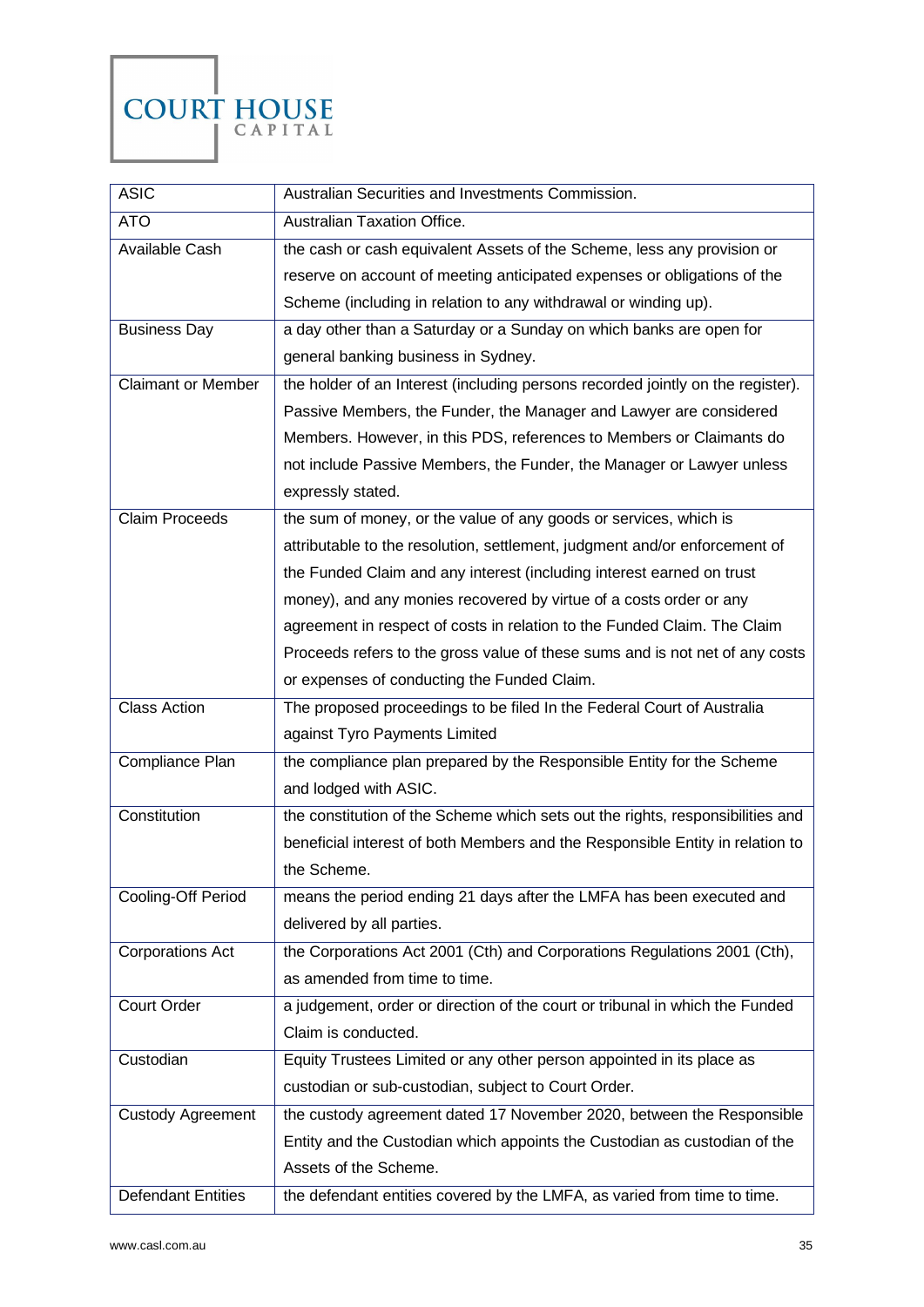| ASIC | Australian Securities and Investments Commission. |
|---|---|
| ATO | Australian Taxation Office. |
| Available Cash | the cash or cash equivalent Assets of the Scheme, less any provision or reserve on account of meeting anticipated expenses or obligations of the Scheme (including in relation to any withdrawal or winding up). |
| Business Day | a day other than a Saturday or a Sunday on which banks are open for general banking business in Sydney. |
| Claimant or Member | the holder of an Interest (including persons recorded jointly on the register). Passive Members, the Funder, the Manager and Lawyer are considered Members. However, in this PDS, references to Members or Claimants do not include Passive Members, the Funder, the Manager or Lawyer unless expressly stated. |
| Claim Proceeds | the sum of money, or the value of any goods or services, which is attributable to the resolution, settlement, judgment and/or enforcement of the Funded Claim and any interest (including interest earned on trust money), and any monies recovered by virtue of a costs order or any agreement in respect of costs in relation to the Funded Claim. The Claim Proceeds refers to the gross value of these sums and is not net of any costs or expenses of conducting the Funded Claim. |
| Class Action | The proposed proceedings to be filed In the Federal Court of Australia against Tyro Payments Limited |
| Compliance Plan | the compliance plan prepared by the Responsible Entity for the Scheme and lodged with ASIC. |
| Constitution | the constitution of the Scheme which sets out the rights, responsibilities and beneficial interest of both Members and the Responsible Entity in relation to the Scheme. |
| Cooling-Off Period | means the period ending 21 days after the LMFA has been executed and delivered by all parties. |
| Corporations Act | the Corporations Act 2001 (Cth) and Corporations Regulations 2001 (Cth), as amended from time to time. |
| Court Order | a judgement, order or direction of the court or tribunal in which the Funded Claim is conducted. |
| Custodian | Equity Trustees Limited or any other person appointed in its place as custodian or sub-custodian, subject to Court Order. |
| Custody Agreement | the custody agreement dated 17 November 2020, between the Responsible Entity and the Custodian which appoints the Custodian as custodian of the Assets of the Scheme. |
| Defendant Entities | the defendant entities covered by the LMFA, as varied from time to time. |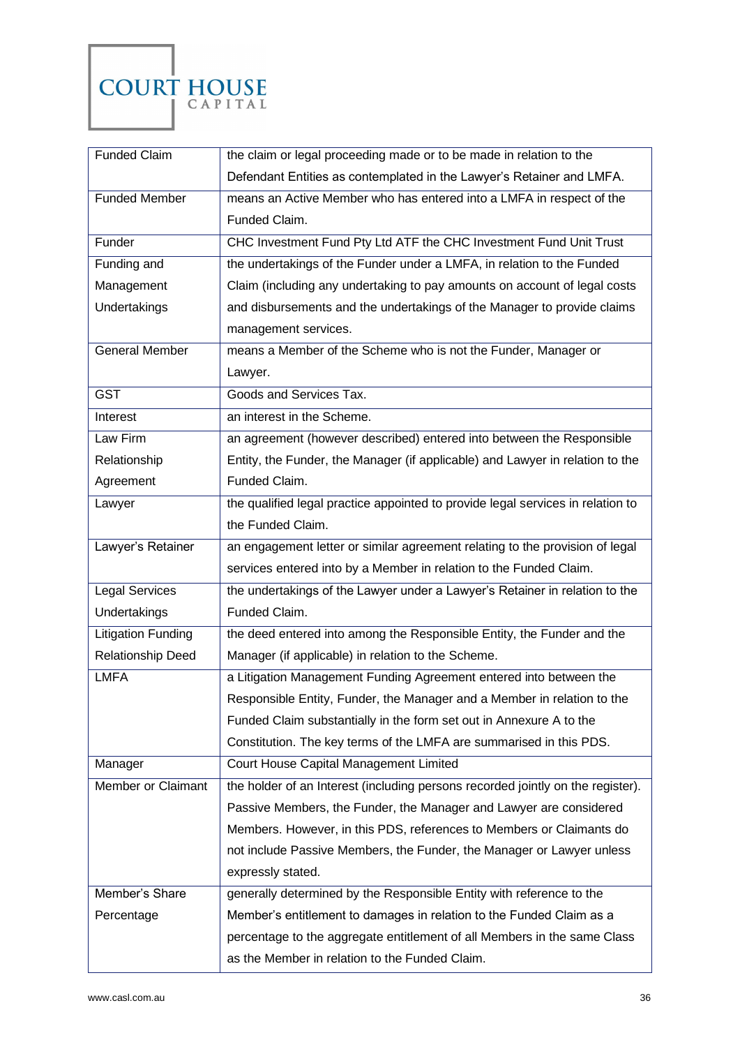| | |
|---|---|
| Funded Claim | the claim or legal proceeding made or to be made in relation to the Defendant Entities as contemplated in the Lawyer's Retainer and LMFA. |
| Funded Member | means an Active Member who has entered into a LMFA in respect of the Funded Claim. |
| Funder | CHC Investment Fund Pty Ltd ATF the CHC Investment Fund Unit Trust |
| Funding and Management Undertakings | the undertakings of the Funder under a LMFA, in relation to the Funded Claim (including any undertaking to pay amounts on account of legal costs and disbursements and the undertakings of the Manager to provide claims management services. |
| General Member | means a Member of the Scheme who is not the Funder, Manager or Lawyer. |
| GST | Goods and Services Tax. |
| Interest | an interest in the Scheme. |
| Law Firm Relationship Agreement | an agreement (however described) entered into between the Responsible Entity, the Funder, the Manager (if applicable) and Lawyer in relation to the Funded Claim. |
| Lawyer | the qualified legal practice appointed to provide legal services in relation to the Funded Claim. |
| Lawyer's Retainer | an engagement letter or similar agreement relating to the provision of legal services entered into by a Member in relation to the Funded Claim. |
| Legal Services Undertakings | the undertakings of the Lawyer under a Lawyer's Retainer in relation to the Funded Claim. |
| Litigation Funding Relationship Deed | the deed entered into among the Responsible Entity, the Funder and the Manager (if applicable) in relation to the Scheme. |
| LMFA | a Litigation Management Funding Agreement entered into between the Responsible Entity, Funder, the Manager and a Member in relation to the Funded Claim substantially in the form set out in Annexure A to the Constitution. The key terms of the LMFA are summarised in this PDS. |
| Manager | Court House Capital Management Limited |
| Member or Claimant | the holder of an Interest (including persons recorded jointly on the register). Passive Members, the Funder, the Manager and Lawyer are considered Members. However, in this PDS, references to Members or Claimants do not include Passive Members, the Funder, the Manager or Lawyer unless expressly stated. |
| Member's Share Percentage | generally determined by the Responsible Entity with reference to the Member's entitlement to damages in relation to the Funded Claim as a percentage to the aggregate entitlement of all Members in the same Class as the Member in relation to the Funded Claim. |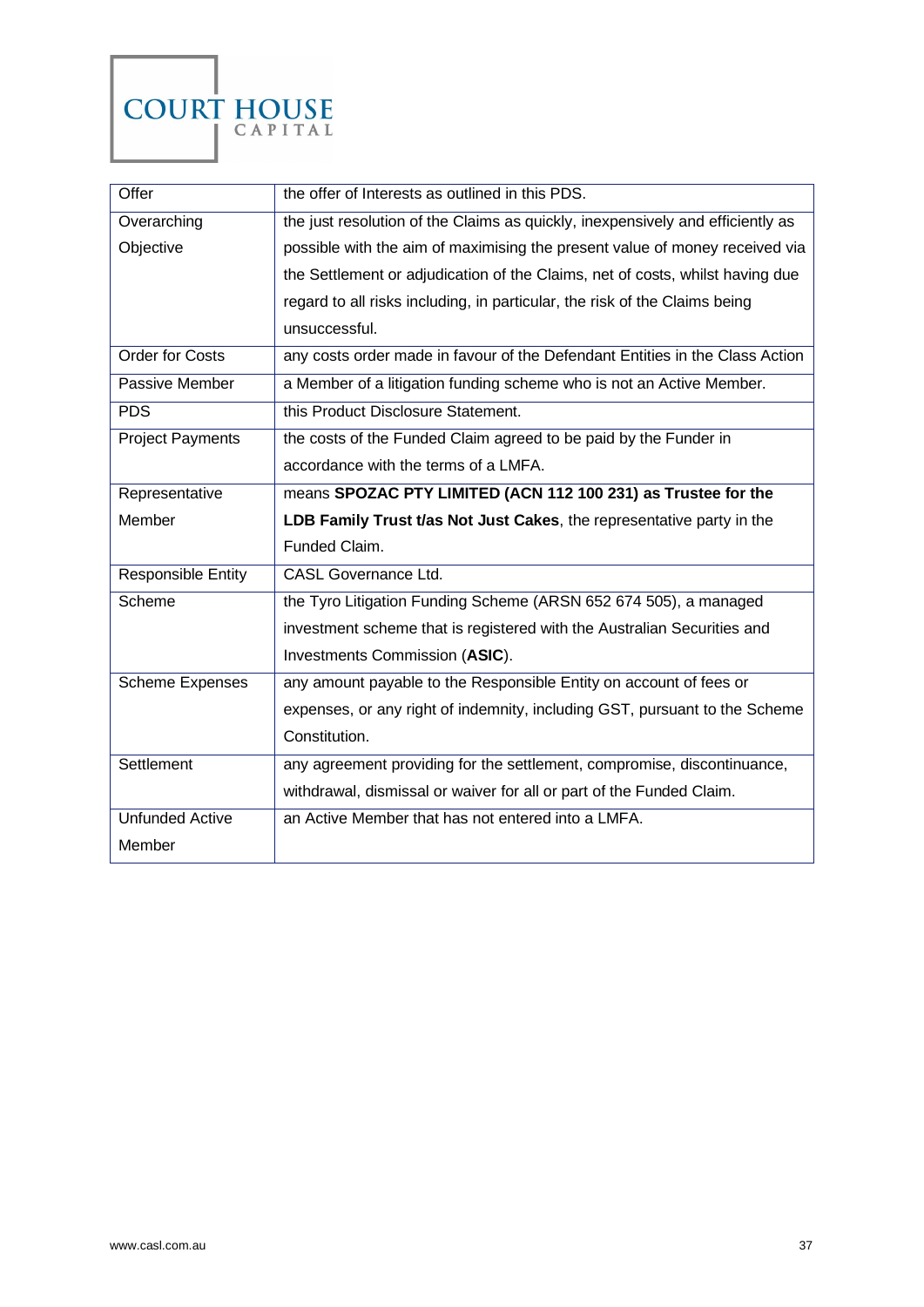| | |
|---|---|
| Offer | the offer of Interests as outlined in this PDS. |
| Overarching Objective | the just resolution of the Claims as quickly, inexpensively and efficiently as possible with the aim of maximising the present value of money received via the Settlement or adjudication of the Claims, net of costs, whilst having due regard to all risks including, in particular, the risk of the Claims being unsuccessful. |
| Order for Costs | any costs order made in favour of the Defendant Entities in the Class Action |
| Passive Member | a Member of a litigation funding scheme who is not an Active Member. |
| PDS | this Product Disclosure Statement. |
| Project Payments | the costs of the Funded Claim agreed to be paid by the Funder in accordance with the terms of a LMFA. |
| Representative Member | means **SPOZAC PTY LIMITED (ACN 112 100 231) as Trustee for the LDB Family Trust t/as Not Just Cakes**, the representative party in the Funded Claim. |
| Responsible Entity | CASL Governance Ltd. |
| Scheme | the Tyro Litigation Funding Scheme (ARSN 652 674 505), a managed investment scheme that is registered with the Australian Securities and Investments Commission (**ASIC**). |
| Scheme Expenses | any amount payable to the Responsible Entity on account of fees or expenses, or any right of indemnity, including GST, pursuant to the Scheme Constitution. |
| Settlement | any agreement providing for the settlement, compromise, discontinuance, withdrawal, dismissal or waiver for all or part of the Funded Claim. |
| Unfunded Active Member | an Active Member that has not entered into a LMFA. |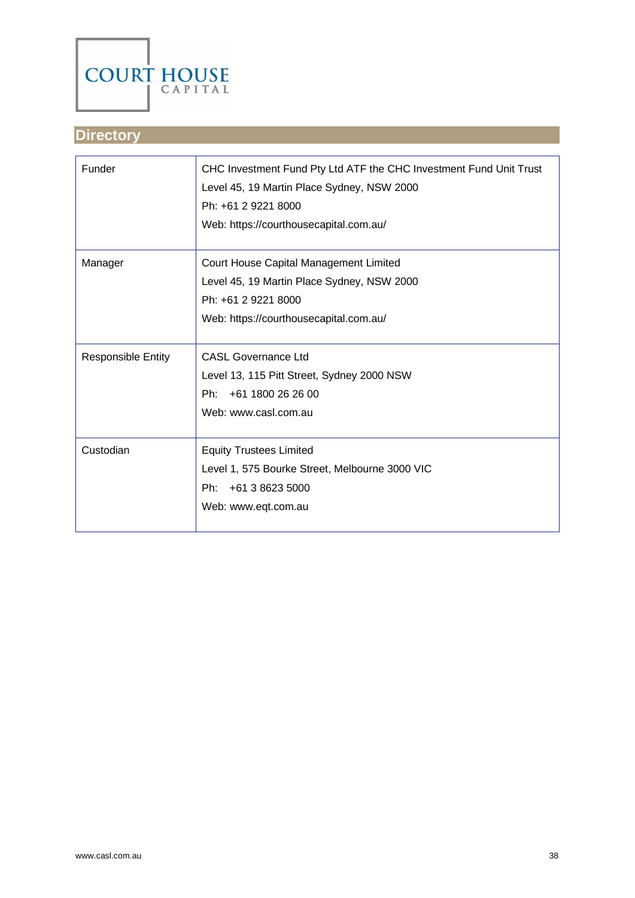# Directory

| | |
|---|---|
| Funder | CHC Investment Fund Pty Ltd ATF the CHC Investment Fund Unit Trust<br>Level 45, 19 Martin Place Sydney, NSW 2000<br>Ph: +61 2 9221 8000<br>Web: https://courthousecapital.com.au/ |
| Manager | Court House Capital Management Limited<br>Level 45, 19 Martin Place Sydney, NSW 2000<br>Ph: +61 2 9221 8000<br>Web: https://courthousecapital.com.au/ |
| Responsible Entity | CASL Governance Ltd<br>Level 13, 115 Pitt Street, Sydney 2000 NSW<br>Ph: +61 1800 26 26 00<br>Web: www.casl.com.au |
| Custodian | Equity Trustees Limited<br>Level 1, 575 Bourke Street, Melbourne 3000 VIC<br>Ph: +61 3 8623 5000<br>Web: www.eqt.com.au |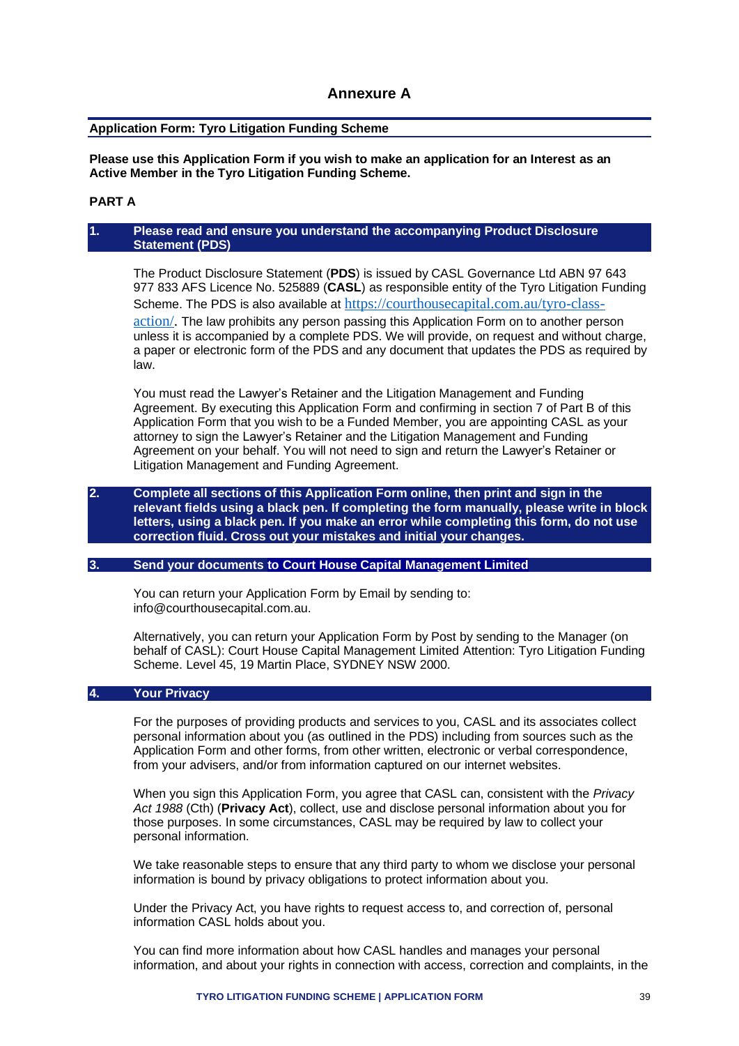# Annexure A

**Application Form: Tyro Litigation Funding Scheme**

**Please use this Application Form if you wish to make an application for an Interest as an Active Member in the Tyro Litigation Funding Scheme.**

**PART A**

## 1. Please read and ensure you understand the accompanying Product Disclosure Statement (PDS)

The Product Disclosure Statement (**PDS**) is issued by CASL Governance Ltd ABN 97 643 977 833 AFS Licence No. 525889 (**CASL**) as responsible entity of the Tyro Litigation Funding Scheme. The PDS is also available at https://courthousecapital.com.au/tyro-class-action/. The law prohibits any person passing this Application Form on to another person unless it is accompanied by a complete PDS. We will provide, on request and without charge, a paper or electronic form of the PDS and any document that updates the PDS as required by law.

You must read the Lawyer's Retainer and the Litigation Management and Funding Agreement. By executing this Application Form and confirming in section 7 of Part B of this Application Form that you wish to be a Funded Member, you are appointing CASL as your attorney to sign the Lawyer's Retainer and the Litigation Management and Funding Agreement on your behalf. You will not need to sign and return the Lawyer's Retainer or Litigation Management and Funding Agreement.

## 2. Complete all sections of this Application Form online, then print and sign in the relevant fields using a black pen. If completing the form manually, please write in block letters, using a black pen. If you make an error while completing this form, do not use correction fluid. Cross out your mistakes and initial your changes.

## 3. Send your documents to Court House Capital Management Limited

You can return your Application Form by Email by sending to: info@courthousecapital.com.au.

Alternatively, you can return your Application Form by Post by sending to the Manager (on behalf of CASL): Court House Capital Management Limited Attention: Tyro Litigation Funding Scheme. Level 45, 19 Martin Place, SYDNEY NSW 2000.

## 4. Your Privacy

For the purposes of providing products and services to you, CASL and its associates collect personal information about you (as outlined in the PDS) including from sources such as the Application Form and other forms, from other written, electronic or verbal correspondence, from your advisers, and/or from information captured on our internet websites.

When you sign this Application Form, you agree that CASL can, consistent with the *Privacy Act 1988* (Cth) (**Privacy Act**), collect, use and disclose personal information about you for those purposes. In some circumstances, CASL may be required by law to collect your personal information.

We take reasonable steps to ensure that any third party to whom we disclose your personal information is bound by privacy obligations to protect information about you.

Under the Privacy Act, you have rights to request access to, and correction of, personal information CASL holds about you.

You can find more information about how CASL handles and manages your personal information, and about your rights in connection with access, correction and complaints, in the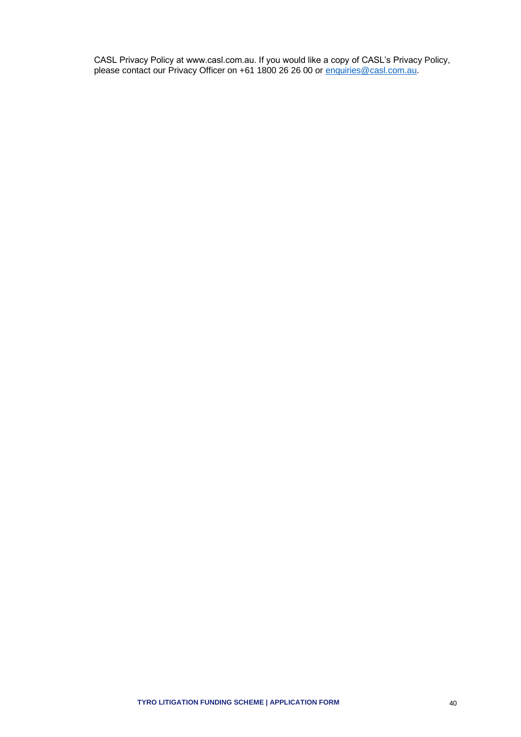CASL Privacy Policy at www.casl.com.au. If you would like a copy of CASL's Privacy Policy, please contact our Privacy Officer on +61 1800 26 26 00 or enquiries@casl.com.au.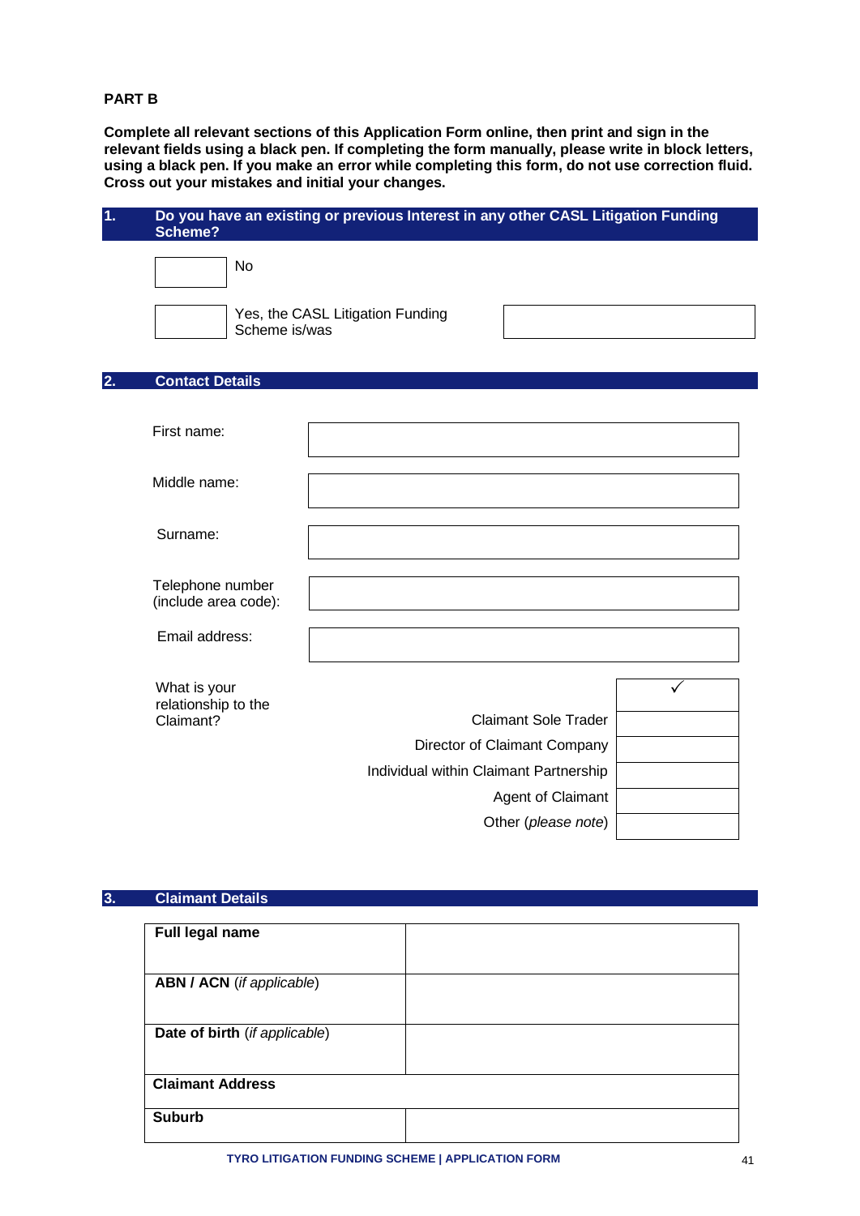**PART B**

**Complete all relevant sections of this Application Form online, then print and sign in the relevant fields using a black pen. If completing the form manually, please write in block letters, using a black pen. If you make an error while completing this form, do not use correction fluid. Cross out your mistakes and initial your changes.**

## 1. Do you have an existing or previous Interest in any other CASL Litigation Funding Scheme?

| | |
|---|---|
| ☐ | No |
| ☐ | Yes, the CASL Litigation Funding Scheme is/was ________ |

## 2. Contact Details

| | |
|---|---|
| First name: | |
| Middle name: | |
| Surname: | |
| Telephone number (include area code): | |
| Email address: | |

What is your relationship to the Claimant?

| | ✓ |
|---|---|
| Claimant Sole Trader | |
| Director of Claimant Company | |
| Individual within Claimant Partnership | |
| Agent of Claimant | |
| Other (*please note*) | |

## 3. Claimant Details

| | |
|---|---|
| **Full legal name** | |
| **ABN / ACN** (*if applicable*) | |
| **Date of birth** (*if applicable*) | |
| **Claimant Address** | |
| **Suburb** | |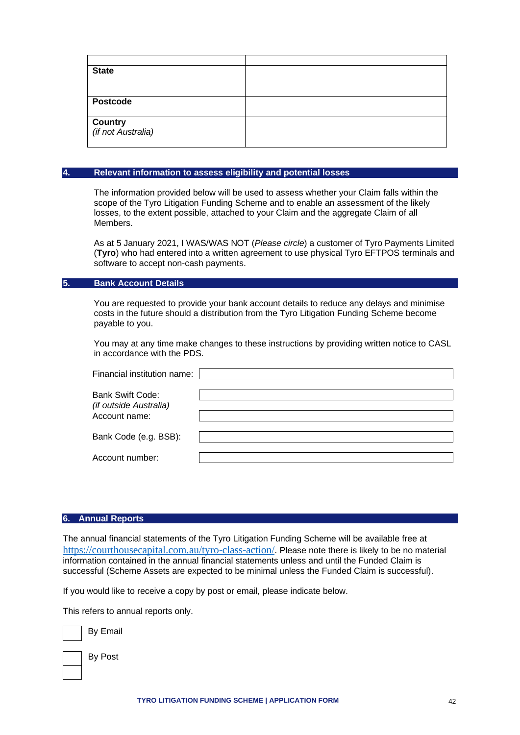| | |
|---|---|
| **State** | |
| **Postcode** | |
| **Country** *(if not Australia)* | |

## 4. Relevant information to assess eligibility and potential losses

The information provided below will be used to assess whether your Claim falls within the scope of the Tyro Litigation Funding Scheme and to enable an assessment of the likely losses, to the extent possible, attached to your Claim and the aggregate Claim of all Members.

As at 5 January 2021, I WAS/WAS NOT (*Please circle*) a customer of Tyro Payments Limited (**Tyro**) who had entered into a written agreement to use physical Tyro EFTPOS terminals and software to accept non-cash payments.

## 5. Bank Account Details

You are requested to provide your bank account details to reduce any delays and minimise costs in the future should a distribution from the Tyro Litigation Funding Scheme become payable to you.

You may at any time make changes to these instructions by providing written notice to CASL in accordance with the PDS.

| | |
|---|---|
| Financial institution name: | |
| Bank Swift Code: *(if outside Australia)* | |
| Account name: | |
| Bank Code (e.g. BSB): | |
| Account number: | |

## 6. Annual Reports

The annual financial statements of the Tyro Litigation Funding Scheme will be available free at https://courthousecapital.com.au/tyro-class-action/. Please note there is likely to be no material information contained in the annual financial statements unless and until the Funded Claim is successful (Scheme Assets are expected to be minimal unless the Funded Claim is successful).

If you would like to receive a copy by post or email, please indicate below.

This refers to annual reports only.

☐ By Email

☐ By Post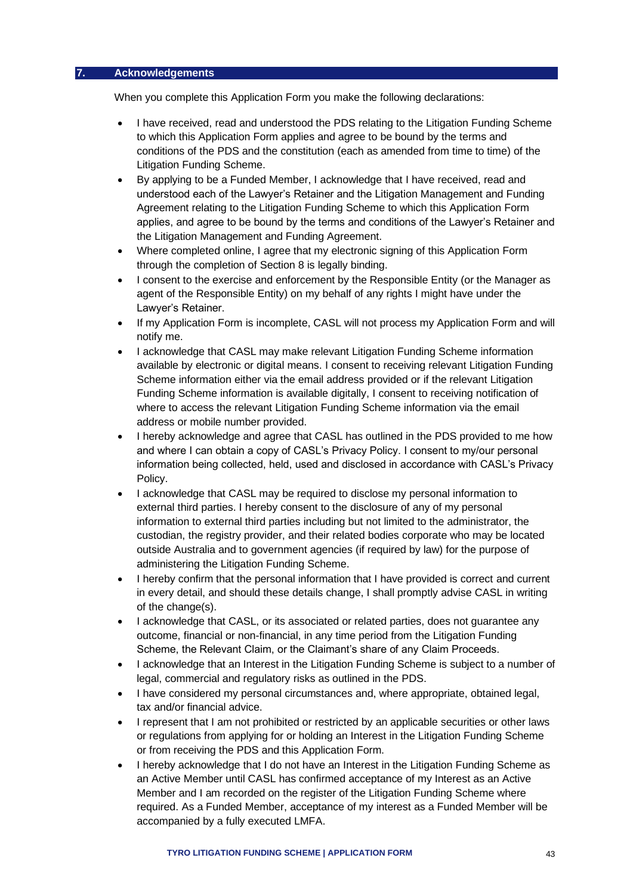## 7. Acknowledgements

When you complete this Application Form you make the following declarations:

- I have received, read and understood the PDS relating to the Litigation Funding Scheme to which this Application Form applies and agree to be bound by the terms and conditions of the PDS and the constitution (each as amended from time to time) of the Litigation Funding Scheme.
- By applying to be a Funded Member, I acknowledge that I have received, read and understood each of the Lawyer's Retainer and the Litigation Management and Funding Agreement relating to the Litigation Funding Scheme to which this Application Form applies, and agree to be bound by the terms and conditions of the Lawyer's Retainer and the Litigation Management and Funding Agreement.
- Where completed online, I agree that my electronic signing of this Application Form through the completion of Section 8 is legally binding.
- I consent to the exercise and enforcement by the Responsible Entity (or the Manager as agent of the Responsible Entity) on my behalf of any rights I might have under the Lawyer's Retainer.
- If my Application Form is incomplete, CASL will not process my Application Form and will notify me.
- I acknowledge that CASL may make relevant Litigation Funding Scheme information available by electronic or digital means. I consent to receiving relevant Litigation Funding Scheme information either via the email address provided or if the relevant Litigation Funding Scheme information is available digitally, I consent to receiving notification of where to access the relevant Litigation Funding Scheme information via the email address or mobile number provided.
- I hereby acknowledge and agree that CASL has outlined in the PDS provided to me how and where I can obtain a copy of CASL's Privacy Policy. I consent to my/our personal information being collected, held, used and disclosed in accordance with CASL's Privacy Policy.
- I acknowledge that CASL may be required to disclose my personal information to external third parties. I hereby consent to the disclosure of any of my personal information to external third parties including but not limited to the administrator, the custodian, the registry provider, and their related bodies corporate who may be located outside Australia and to government agencies (if required by law) for the purpose of administering the Litigation Funding Scheme.
- I hereby confirm that the personal information that I have provided is correct and current in every detail, and should these details change, I shall promptly advise CASL in writing of the change(s).
- I acknowledge that CASL, or its associated or related parties, does not guarantee any outcome, financial or non-financial, in any time period from the Litigation Funding Scheme, the Relevant Claim, or the Claimant's share of any Claim Proceeds.
- I acknowledge that an Interest in the Litigation Funding Scheme is subject to a number of legal, commercial and regulatory risks as outlined in the PDS.
- I have considered my personal circumstances and, where appropriate, obtained legal, tax and/or financial advice.
- I represent that I am not prohibited or restricted by an applicable securities or other laws or regulations from applying for or holding an Interest in the Litigation Funding Scheme or from receiving the PDS and this Application Form.
- I hereby acknowledge that I do not have an Interest in the Litigation Funding Scheme as an Active Member until CASL has confirmed acceptance of my Interest as an Active Member and I am recorded on the register of the Litigation Funding Scheme where required. As a Funded Member, acceptance of my interest as a Funded Member will be accompanied by a fully executed LMFA.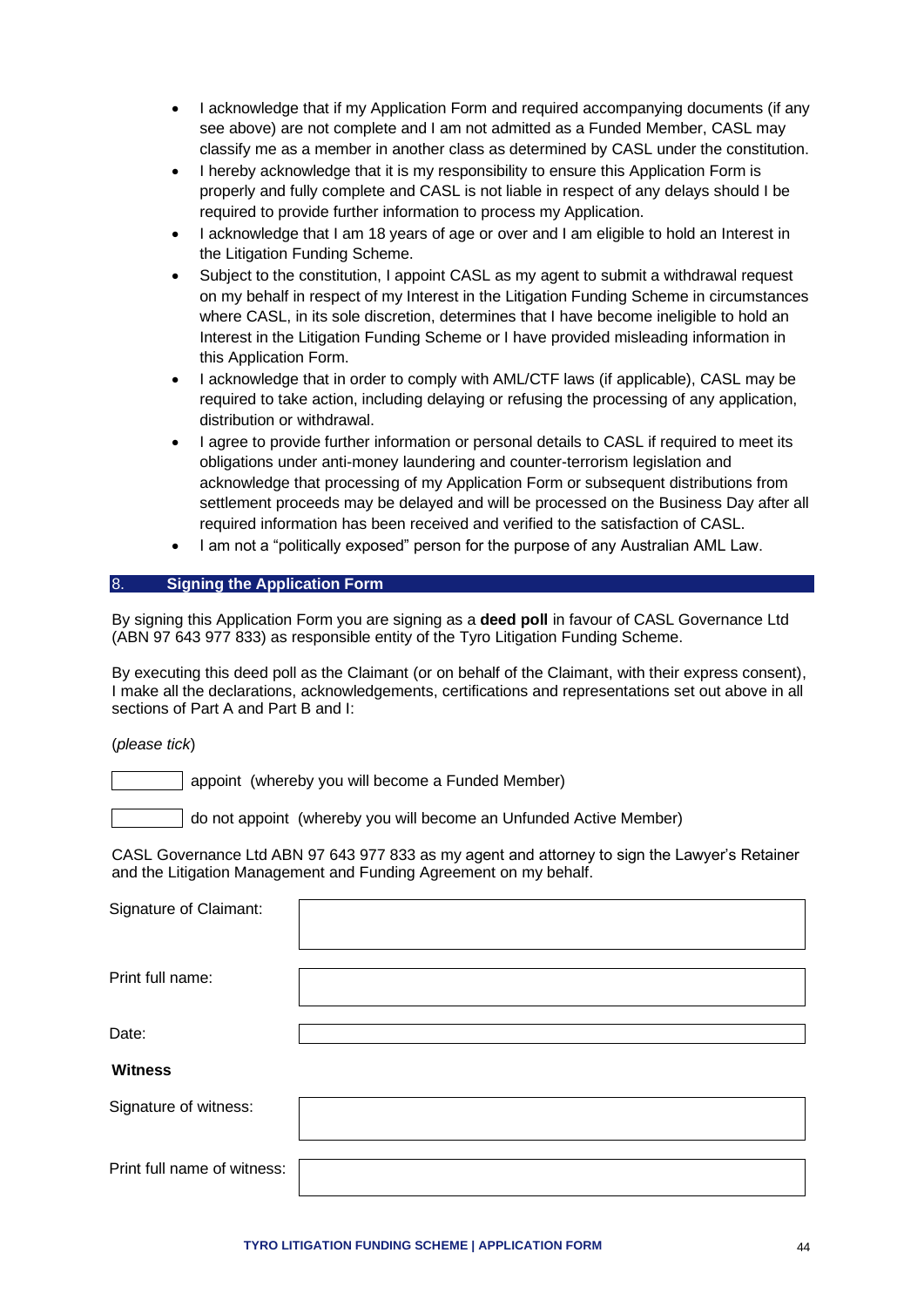- I acknowledge that if my Application Form and required accompanying documents (if any see above) are not complete and I am not admitted as a Funded Member, CASL may classify me as a member in another class as determined by CASL under the constitution.
- I hereby acknowledge that it is my responsibility to ensure this Application Form is properly and fully complete and CASL is not liable in respect of any delays should I be required to provide further information to process my Application.
- I acknowledge that I am 18 years of age or over and I am eligible to hold an Interest in the Litigation Funding Scheme.
- Subject to the constitution, I appoint CASL as my agent to submit a withdrawal request on my behalf in respect of my Interest in the Litigation Funding Scheme in circumstances where CASL, in its sole discretion, determines that I have become ineligible to hold an Interest in the Litigation Funding Scheme or I have provided misleading information in this Application Form.
- I acknowledge that in order to comply with AML/CTF laws (if applicable), CASL may be required to take action, including delaying or refusing the processing of any application, distribution or withdrawal.
- I agree to provide further information or personal details to CASL if required to meet its obligations under anti-money laundering and counter-terrorism legislation and acknowledge that processing of my Application Form or subsequent distributions from settlement proceeds may be delayed and will be processed on the Business Day after all required information has been received and verified to the satisfaction of CASL.
- I am not a "politically exposed" person for the purpose of any Australian AML Law.

## 8. Signing the Application Form

By signing this Application Form you are signing as a **deed poll** in favour of CASL Governance Ltd (ABN 97 643 977 833) as responsible entity of the Tyro Litigation Funding Scheme.

By executing this deed poll as the Claimant (or on behalf of the Claimant, with their express consent), I make all the declarations, acknowledgements, certifications and representations set out above in all sections of Part A and Part B and I:

(*please tick*)

☐ appoint (whereby you will become a Funded Member)

☐ do not appoint (whereby you will become an Unfunded Active Member)

CASL Governance Ltd ABN 97 643 977 833 as my agent and attorney to sign the Lawyer's Retainer and the Litigation Management and Funding Agreement on my behalf.

| | |
|---|---|
| Signature of Claimant: | |
| Print full name: | |
| Date: | |

**Witness**

| | |
|---|---|
| Signature of witness: | |
| Print full name of witness: | |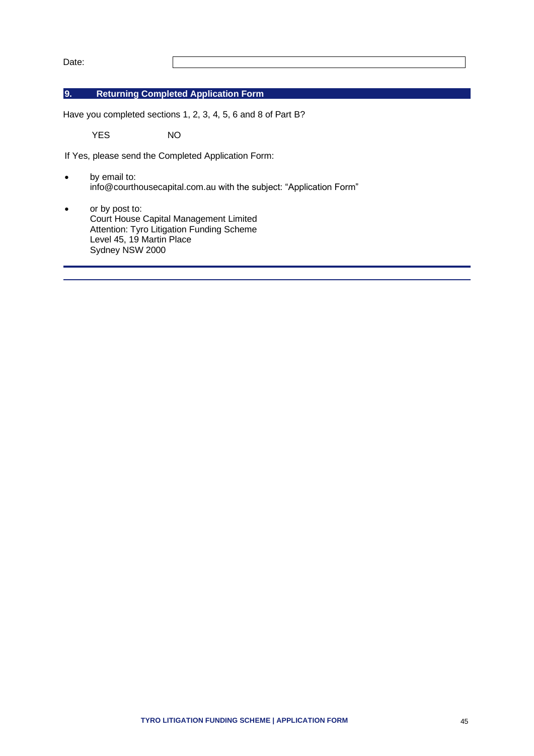Date:

## 9. Returning Completed Application Form

Have you completed sections 1, 2, 3, 4, 5, 6 and 8 of Part B?

YES NO

If Yes, please send the Completed Application Form:

- by email to:
  info@courthousecapital.com.au with the subject: "Application Form"
- or by post to:
  Court House Capital Management Limited
  Attention: Tyro Litigation Funding Scheme
  Level 45, 19 Martin Place
  Sydney NSW 2000